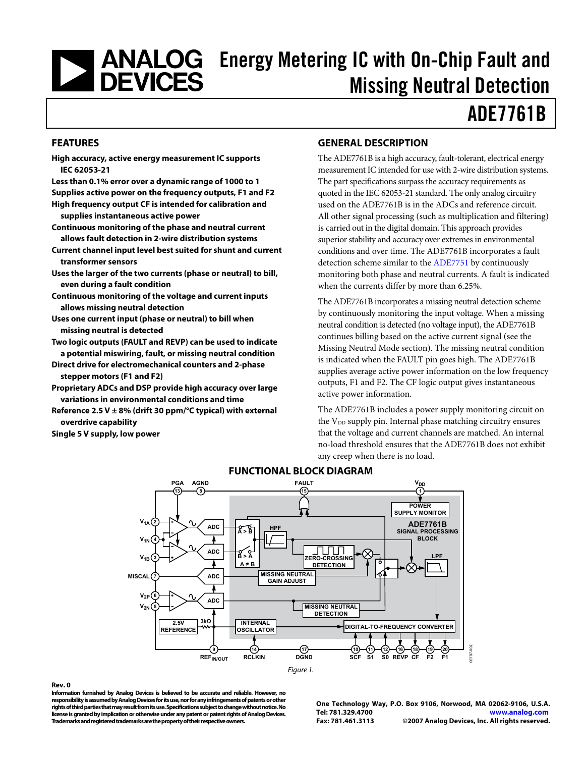# Energy Metering IC with On-Chip Fault and Missing Neutral Detection

# ADE7761B

## FEATURES

- **High accuracy, active energy measurement IC supports IEC 62053-21**
- **Less than 0.1% error over a dynamic range of 1000 to 1**
- **Supplies active power on the frequency outputs, F1 and F2**
- **High frequency output CF is intended for calibration and supplies instantaneous active power**
- **Continuous monitoring of the phase and neutral current allows fault detection in 2-wire distribution systems**
- **Current channel input level best suited for shunt and current transformer sensors**
- **Uses the larger of the two currents (phase or neutral) to bill, even during a fault condition**
- **Continuous monitoring of the voltage and current inputs allows missing neutral detection**
- **Uses one current input (phase or neutral) to bill when missing neutral is detected**
- **Two logic outputs (FAULT and REVP) can be used to indicate a potential miswiring, fault, or missing neutral condition**
- **Direct drive for electromechanical counters and 2-phase stepper motors (F1 and F2)**
- **Proprietary ADCs and DSP provide high accuracy over large variations in environmental conditions and time**
- **Reference 2.5 V ± 8% (drift 30 ppm/°C typical) with external overdrive capability**
- **Single 5 V supply, low power**

## GENERAL DESCRIPTION

The ADE7761B is a high accuracy, fault-tolerant, electrical energy measurement IC intended for use with 2-wire distribution systems. The part specifications surpass the accuracy requirements as quoted in the IEC 62053-21 standard. The only analog circuitry used on the ADE7761B is in the ADCs and reference circuit. All other signal processing (such as multiplication and filtering) is carried out in the digital domain. This approach provides superior stability and accuracy over extremes in environmental conditions and over time. The ADE7761B incorporates a fault detection scheme similar to the ADE7751 by continuously monitoring both phase and neutral currents. A fault is indicated when the currents differ by more than 6.25%.

The ADE7761B incorporates a missing neutral detection scheme by continuously monitoring the input voltage. When a missing neutral condition is detected (no voltage input), the ADE7761B continues billing based on the active current signal (see the Missing Neutral Mode section). The missing neutral condition is indicated when the FAULT pin goes high. The ADE7761B supplies average active power information on the low frequency outputs, F1 and F2. The CF logic output gives instantaneous active power information.

The ADE7761B includes a power supply monitoring circuit on the $V_{DD}$ supply pin. Internal phase matching circuitry ensures that the voltage and current channels are matched. An internal no-load threshold ensures that the ADE7761B does not exhibit any creep when there is no load.

## FUNCTIONAL BLOCK DIAGRAM

Figure 1.

Rev. 0

Information furnished by Analog Devices is believed to be accurate and reliable. However, no responsibility is assumed by Analog Devices for its use, nor for any infringements of patents or other rights of third parties that may result from its use. Specifications subject to change without notice. No license is granted by implication or otherwise under any patent or patent rights of Analog Devices. Trademarks and registered trademarks are the property of their respective owners.

One Technology Way, P.O. Box 9106, Norwood, MA 02062-9106, U.S.A.
Tel: 781.329.4700 www.analog.com
Fax: 781.461.3113 ©2007 Analog Devices, Inc. All rights reserved.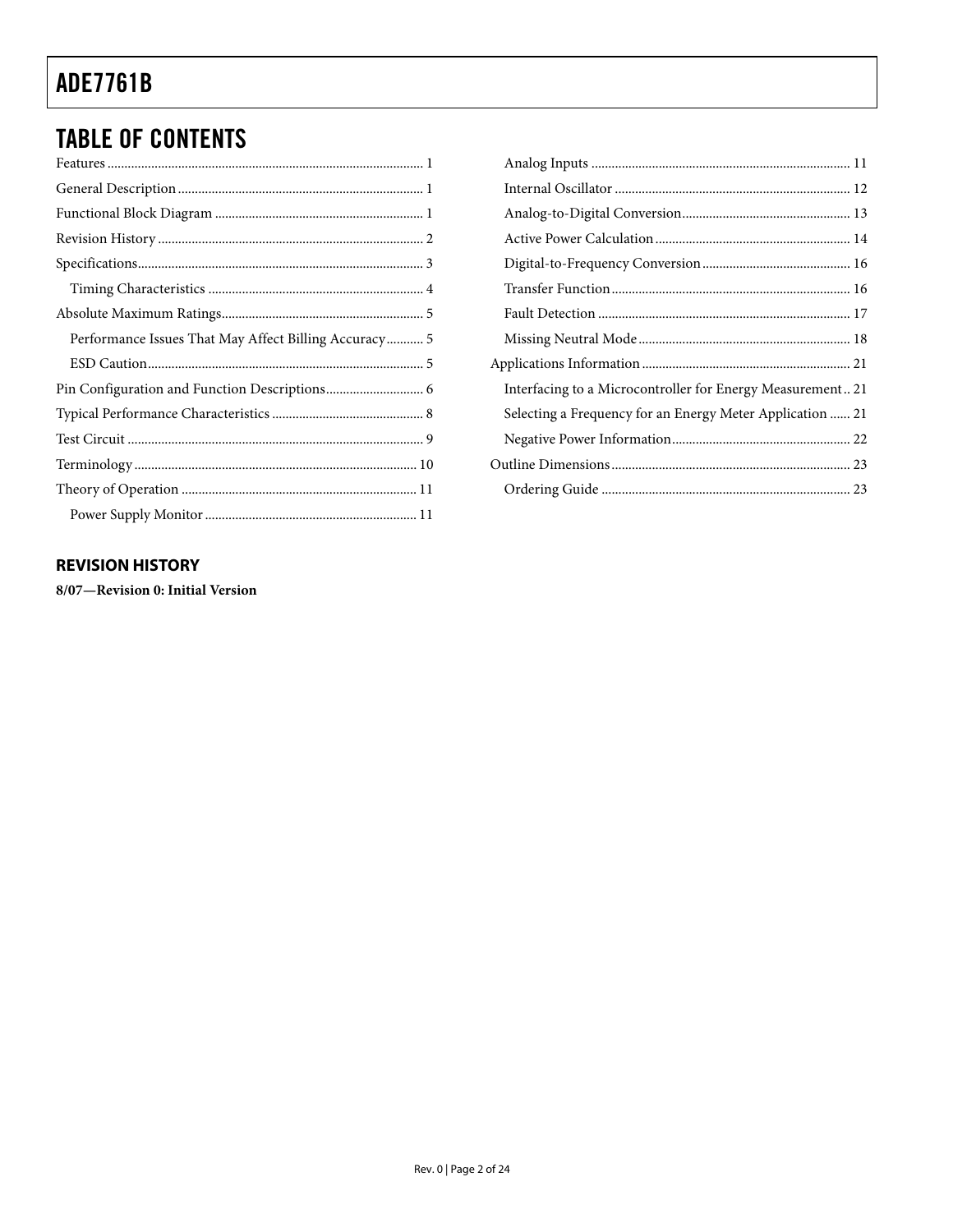## TABLE OF CONTENTS

Features ... 1
General Description ... 1
Functional Block Diagram ... 1
Revision History ... 2
Specifications ... 3
- Timing Characteristics ... 4

Absolute Maximum Ratings ... 5
- Performance Issues That May Affect Billing Accuracy ... 5
- ESD Caution ... 5

Pin Configuration and Function Descriptions ... 6
Typical Performance Characteristics ... 8
Test Circuit ... 9
Terminology ... 10
Theory of Operation ... 11
- Power Supply Monitor ... 11
- Analog Inputs ... 11
- Internal Oscillator ... 12
- Analog-to-Digital Conversion ... 13
- Active Power Calculation ... 14
- Digital-to-Frequency Conversion ... 16
- Transfer Function ... 16
- Fault Detection ... 17
- Missing Neutral Mode ... 18

Applications Information ... 21
- Interfacing to a Microcontroller for Energy Measurement ... 21
- Selecting a Frequency for an Energy Meter Application ... 21
- Negative Power Information ... 22

Outline Dimensions ... 23
- Ordering Guide ... 23

### REVISION HISTORY

**8/07—Revision 0: Initial Version**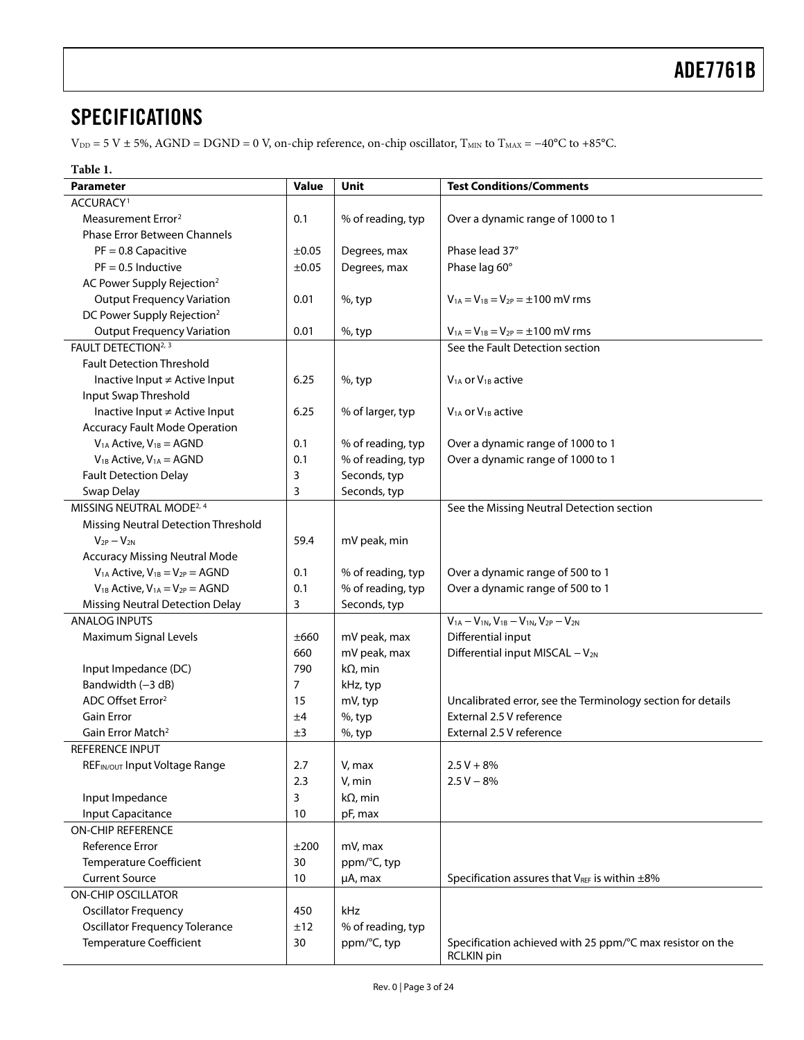## SPECIFICATIONS

$V_{DD}$ = 5 V ± 5%, AGND = DGND = 0 V, on-chip reference, on-chip oscillator, $T_{MIN}$ to $T_{MAX}$ = −40°C to +85°C.

**Table 1.**

| Parameter | Value | Unit | Test Conditions/Comments |
|---|---|---|---|
| ACCURACY[1] | | | |
| Measurement Error[2] | 0.1 | % of reading, typ | Over a dynamic range of 1000 to 1 |
| Phase Error Between Channels | | | |
| PF = 0.8 Capacitive | ±0.05 | Degrees, max | Phase lead 37° |
| PF = 0.5 Inductive | ±0.05 | Degrees, max | Phase lag 60° |
| AC Power Supply Rejection[2] | | | |
| Output Frequency Variation | 0.01 | %, typ | $V_{1A} = V_{1B} = V_{2P}$ = ±100 mV rms |
| DC Power Supply Rejection[2] | | | |
| Output Frequency Variation | 0.01 | %, typ | $V_{1A} = V_{1B} = V_{2P}$ = ±100 mV rms |
| FAULT DETECTION[2, 3] | | | See the Fault Detection section |
| Fault Detection Threshold | | | |
| Inactive Input ≠ Active Input | 6.25 | %, typ | $V_{1A}$ or $V_{1B}$ active |
| Input Swap Threshold | | | |
| Inactive Input ≠ Active Input | 6.25 | % of larger, typ | $V_{1A}$ or $V_{1B}$ active |
| Accuracy Fault Mode Operation | | | |
| $V_{1A}$ Active, $V_{1B}$ = AGND | 0.1 | % of reading, typ | Over a dynamic range of 1000 to 1 |
| $V_{1B}$ Active, $V_{1A}$ = AGND | 0.1 | % of reading, typ | Over a dynamic range of 1000 to 1 |
| Fault Detection Delay | 3 | Seconds, typ | |
| Swap Delay | 3 | Seconds, typ | |
| MISSING NEUTRAL MODE[2, 4] | | | See the Missing Neutral Detection section |
| Missing Neutral Detection Threshold | | | |
| $V_{2P} - V_{2N}$ | 59.4 | mV peak, min | |
| Accuracy Missing Neutral Mode | | | |
| $V_{1A}$ Active, $V_{1B} = V_{2P}$ = AGND | 0.1 | % of reading, typ | Over a dynamic range of 500 to 1 |
| $V_{1B}$ Active, $V_{1A} = V_{2P}$ = AGND | 0.1 | % of reading, typ | Over a dynamic range of 500 to 1 |
| Missing Neutral Detection Delay | 3 | Seconds, typ | |
| ANALOG INPUTS | | | $V_{1A} - V_{1N}$, $V_{1B} - V_{1N}$, $V_{2P} - V_{2N}$ |
| Maximum Signal Levels | ±660 | mV peak, max | Differential input |
| | 660 | mV peak, max | Differential input MISCAL − $V_{2N}$ |
| Input Impedance (DC) | 790 | kΩ, min | |
| Bandwidth (−3 dB) | 7 | kHz, typ | |
| ADC Offset Error[2] | 15 | mV, typ | Uncalibrated error, see the Terminology section for details |
| Gain Error | ±4 | %, typ | External 2.5 V reference |
| Gain Error Match[2] | ±3 | %, typ | External 2.5 V reference |
| REFERENCE INPUT | | | |
| $REF_{IN/OUT}$ Input Voltage Range | 2.7 | V, max | 2.5 V + 8% |
| | 2.3 | V, min | 2.5 V − 8% |
| Input Impedance | 3 | kΩ, min | |
| Input Capacitance | 10 | pF, max | |
| ON-CHIP REFERENCE | | | |
| Reference Error | ±200 | mV, max | |
| Temperature Coefficient | 30 | ppm/°C, typ | |
| Current Source | 10 | μA, max | Specification assures that $V_{REF}$ is within ±8% |
| ON-CHIP OSCILLATOR | | | |
| Oscillator Frequency | 450 | kHz | |
| Oscillator Frequency Tolerance | ±12 | % of reading, typ | |
| Temperature Coefficient | 30 | ppm/°C, typ | Specification achieved with 25 ppm/°C max resistor on the RCLKIN pin |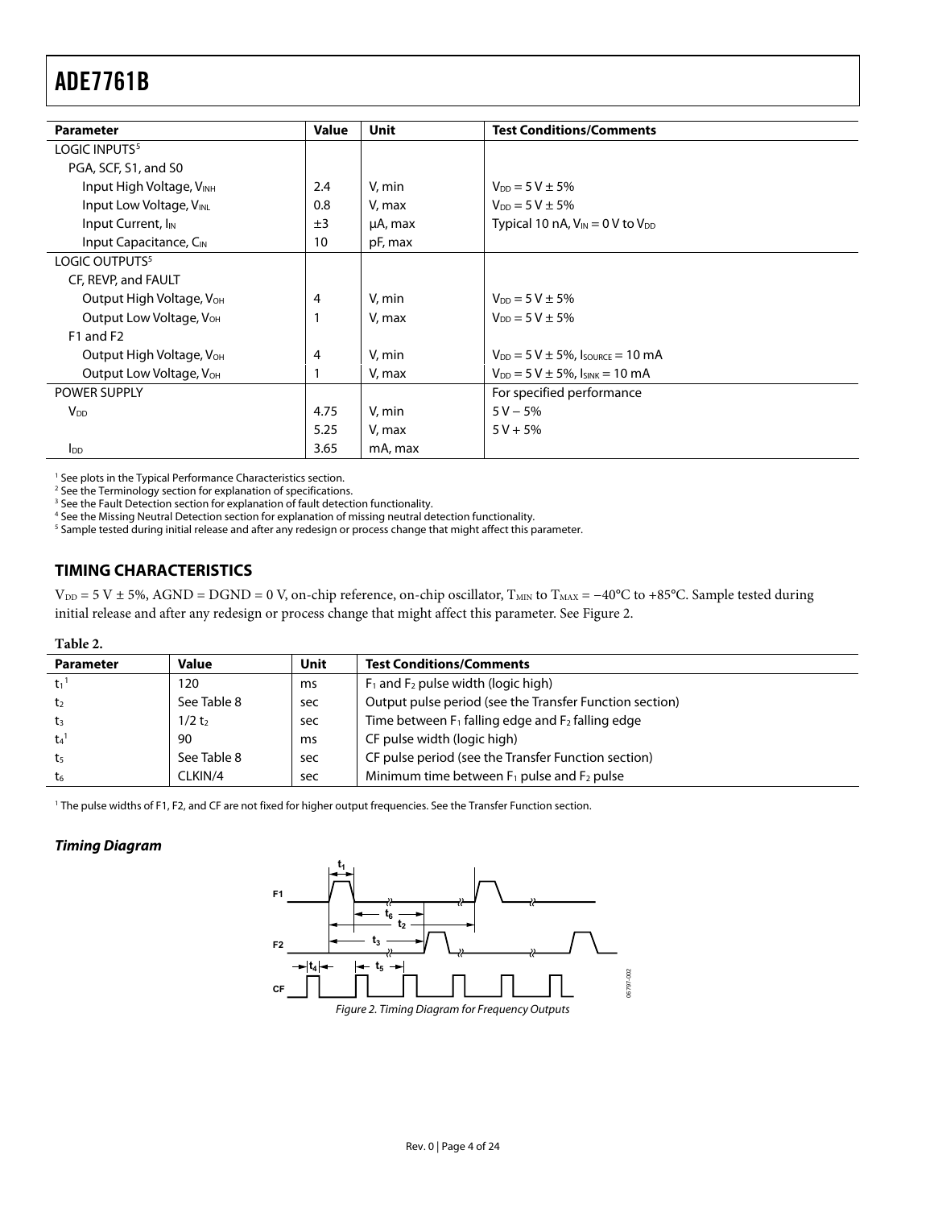| Parameter | Value | Unit | Test Conditions/Comments |
|---|---|---|---|
| LOGIC INPUTS[5] | | | |
| PGA, SCF, S1, and S0 | | | |
| Input High Voltage, $V_{INH}$ | 2.4 | V, min | $V_{DD}$ = 5 V ± 5% |
| Input Low Voltage, $V_{INL}$ | 0.8 | V, max | $V_{DD}$ = 5 V ± 5% |
| Input Current, $I_{IN}$ | ±3 | μA, max | Typical 10 nA, $V_{IN}$ = 0 V to $V_{DD}$ |
| Input Capacitance, $C_{IN}$ | 10 | pF, max | |
| LOGIC OUTPUTS[5] | | | |
| CF, REVP, and FAULT | | | |
| Output High Voltage, $V_{OH}$ | 4 | V, min | $V_{DD}$ = 5 V ± 5% |
| Output Low Voltage, $V_{OH}$ | 1 | V, max | $V_{DD}$ = 5 V ± 5% |
| F1 and F2 | | | |
| Output High Voltage, $V_{OH}$ | 4 | V, min | $V_{DD}$ = 5 V ± 5%, $I_{SOURCE}$ = 10 mA |
| Output Low Voltage, $V_{OH}$ | 1 | V, max | $V_{DD}$ = 5 V ± 5%, $I_{SINK}$ = 10 mA |
| POWER SUPPLY | | | For specified performance |
| $V_{DD}$ | 4.75 | V, min | 5 V − 5% |
| | 5.25 | V, max | 5 V + 5% |
| $I_{DD}$ | 3.65 | mA, max | |

[1] See plots in the Typical Performance Characteristics section.
[2] See the Terminology section for explanation of specifications.
[3] See the Fault Detection section for explanation of fault detection functionality.
[4] See the Missing Neutral Detection section for explanation of missing neutral detection functionality.
[5] Sample tested during initial release and after any redesign or process change that might affect this parameter.

## TIMING CHARACTERISTICS

$V_{DD}$ = 5 V ± 5%, AGND = DGND = 0 V, on-chip reference, on-chip oscillator, $T_{MIN}$ to $T_{MAX}$ = −40°C to +85°C. Sample tested during initial release and after any redesign or process change that might affect this parameter. See Figure 2.

**Table 2.**

| Parameter | Value | Unit | Test Conditions/Comments |
|---|---|---|---|
| $t_1$[1] | 120 | ms | $F_1$ and $F_2$ pulse width (logic high) |
| $t_2$ | See Table 8 | sec | Output pulse period (see the Transfer Function section) |
| $t_3$ | 1/2 $t_2$ | sec | Time between $F_1$ falling edge and $F_2$ falling edge |
| $t_4$[1] | 90 | ms | CF pulse width (logic high) |
| $t_5$ | See Table 8 | sec | CF pulse period (see the Transfer Function section) |
| $t_6$ | CLKIN/4 | sec | Minimum time between $F_1$ pulse and $F_2$ pulse |

[1] The pulse widths of F1, F2, and CF are not fixed for higher output frequencies. See the Transfer Function section.

### *Timing Diagram*

*Figure 2. Timing Diagram for Frequency Outputs*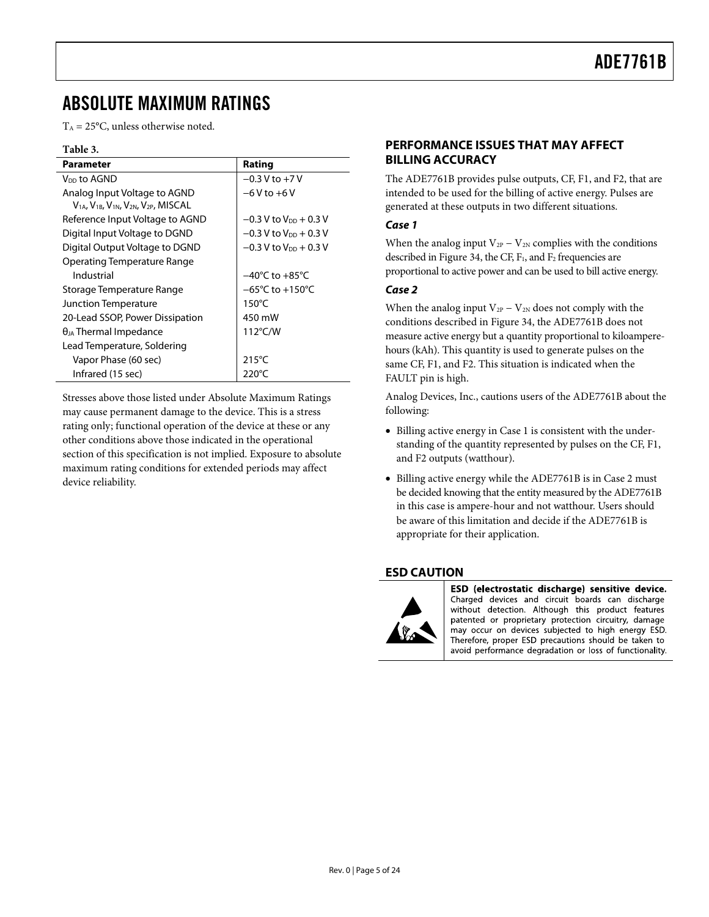## ABSOLUTE MAXIMUM RATINGS

$T_A$ = 25°C, unless otherwise noted.

**Table 3.**

| Parameter | Rating |
|---|---|
| $V_{DD}$ to AGND | −0.3 V to +7 V |
| Analog Input Voltage to AGND $V_{1A}$, $V_{1B}$, $V_{1N}$, $V_{2N}$, $V_{2P}$, MISCAL | −6 V to +6 V |
| Reference Input Voltage to AGND | −0.3 V to $V_{DD}$ + 0.3 V |
| Digital Input Voltage to DGND | −0.3 V to $V_{DD}$ + 0.3 V |
| Digital Output Voltage to DGND | −0.3 V to $V_{DD}$ + 0.3 V |
| Operating Temperature Range | |
| Industrial | −40°C to +85°C |
| Storage Temperature Range | −65°C to +150°C |
| Junction Temperature | 150°C |
| 20-Lead SSOP, Power Dissipation | 450 mW |
| $\theta_{JA}$ Thermal Impedance | 112°C/W |
| Lead Temperature, Soldering | |
| Vapor Phase (60 sec) | 215°C |
| Infrared (15 sec) | 220°C |

Stresses above those listed under Absolute Maximum Ratings may cause permanent damage to the device. This is a stress rating only; functional operation of the device at these or any other conditions above those indicated in the operational section of this specification is not implied. Exposure to absolute maximum rating conditions for extended periods may affect device reliability.

### PERFORMANCE ISSUES THAT MAY AFFECT BILLING ACCURACY

The ADE7761B provides pulse outputs, CF, F1, and F2, that are intended to be used for the billing of active energy. Pulses are generated at these outputs in two different situations.

#### *Case 1*

When the analog input $V_{2P} - V_{2N}$ complies with the conditions described in Figure 34, the CF, $F_1$, and $F_2$ frequencies are proportional to active power and can be used to bill active energy.

#### *Case 2*

When the analog input $V_{2P} - V_{2N}$ does not comply with the conditions described in Figure 34, the ADE7761B does not measure active energy but a quantity proportional to kiloampere-hours (kAh). This quantity is used to generate pulses on the same CF, F1, and F2. This situation is indicated when the FAULT pin is high.

Analog Devices, Inc., cautions users of the ADE7761B about the following:

- Billing active energy in Case 1 is consistent with the understanding of the quantity represented by pulses on the CF, F1, and F2 outputs (watthour).
- Billing active energy while the ADE7761B is in Case 2 must be decided knowing that the entity measured by the ADE7761B in this case is ampere-hour and not watthour. Users should be aware of this limitation and decide if the ADE7761B is appropriate for their application.

### ESD CAUTION

**ESD (electrostatic discharge) sensitive device.** Charged devices and circuit boards can discharge without detection. Although this product features patented or proprietary protection circuitry, damage may occur on devices subjected to high energy ESD. Therefore, proper ESD precautions should be taken to avoid performance degradation or loss of functionality.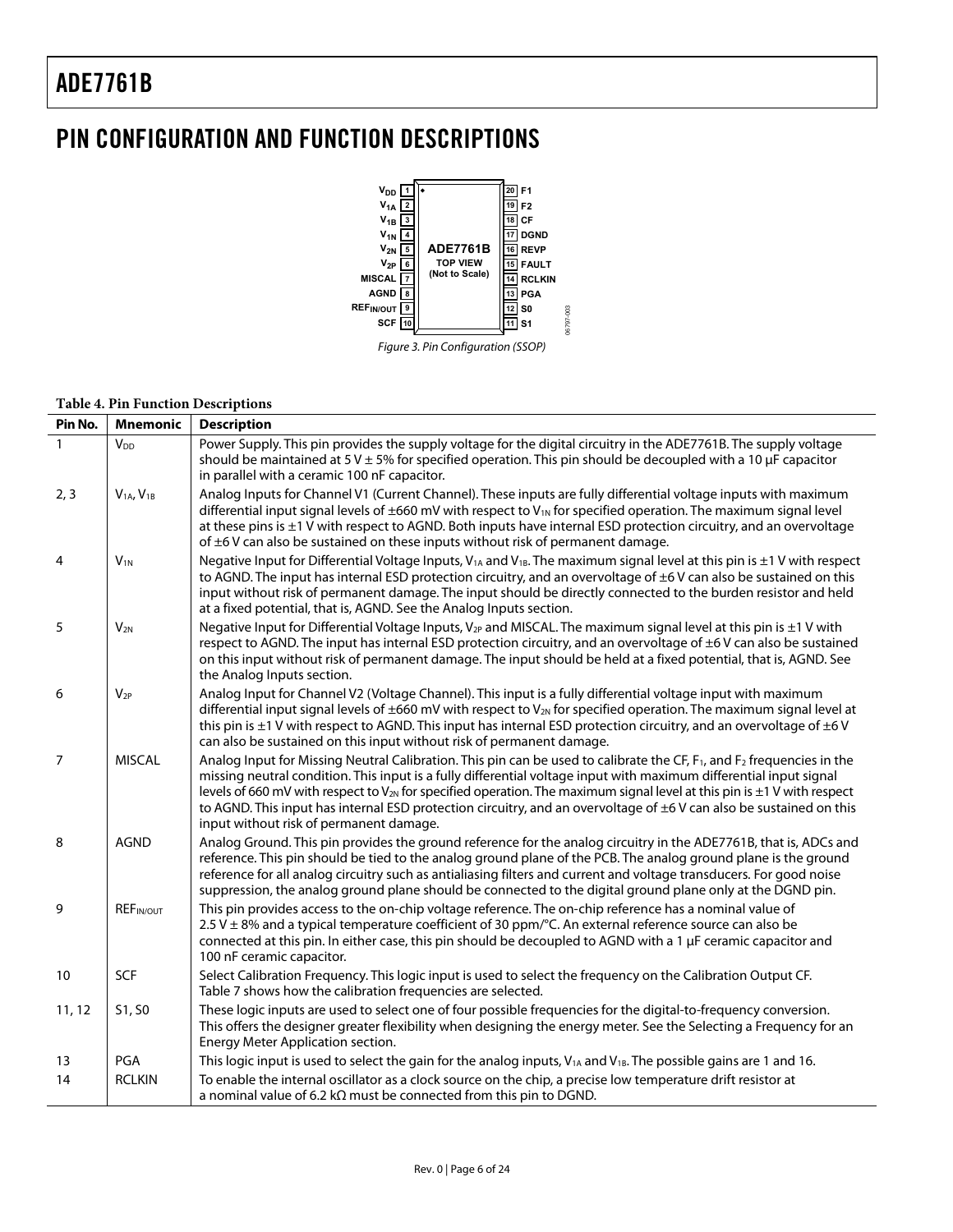# PIN CONFIGURATION AND FUNCTION DESCRIPTIONS

Figure 3. Pin Configuration (SSOP)

**Table 4. Pin Function Descriptions**

| Pin No. | Mnemonic | Description |
|---|---|---|
| 1 | $V_{DD}$ | Power Supply. This pin provides the supply voltage for the digital circuitry in the ADE7761B. The supply voltage should be maintained at 5 V ± 5% for specified operation. This pin should be decoupled with a 10 µF capacitor in parallel with a ceramic 100 nF capacitor. |
| 2, 3 | $V_{1A}$, $V_{1B}$ | Analog Inputs for Channel V1 (Current Channel). These inputs are fully differential voltage inputs with maximum differential input signal levels of ±660 mV with respect to $V_{1N}$ for specified operation. The maximum signal level at these pins is ±1 V with respect to AGND. Both inputs have internal ESD protection circuitry, and an overvoltage of ±6 V can also be sustained on these inputs without risk of permanent damage. |
| 4 | $V_{1N}$ | Negative Input for Differential Voltage Inputs, $V_{1A}$ and $V_{1B}$. The maximum signal level at this pin is ±1 V with respect to AGND. The input has internal ESD protection circuitry, and an overvoltage of ±6 V can also be sustained on this input without risk of permanent damage. The input should be directly connected to the burden resistor and held at a fixed potential, that is, AGND. See the Analog Inputs section. |
| 5 | $V_{2N}$ | Negative Input for Differential Voltage Inputs, $V_{2P}$ and MISCAL. The maximum signal level at this pin is ±1 V with respect to AGND. The input has internal ESD protection circuitry, and an overvoltage of ±6 V can also be sustained on this input without risk of permanent damage. The input should be held at a fixed potential, that is, AGND. See the Analog Inputs section. |
| 6 | $V_{2P}$ | Analog Input for Channel V2 (Voltage Channel). This input is a fully differential voltage input with maximum differential input signal levels of ±660 mV with respect to $V_{2N}$ for specified operation. The maximum signal level at this pin is ±1 V with respect to AGND. This input has internal ESD protection circuitry, and an overvoltage of ±6 V can also be sustained on this input without risk of permanent damage. |
| 7 | MISCAL | Analog Input for Missing Neutral Calibration. This pin can be used to calibrate the CF, $F_1$, and $F_2$ frequencies in the missing neutral condition. This input is a fully differential voltage input with maximum differential input signal levels of 660 mV with respect to $V_{2N}$ for specified operation. The maximum signal level at this pin is ±1 V with respect to AGND. This input has internal ESD protection circuitry, and an overvoltage of ±6 V can also be sustained on this input without risk of permanent damage. |
| 8 | AGND | Analog Ground. This pin provides the ground reference for the analog circuitry in the ADE7761B, that is, ADCs and reference. This pin should be tied to the analog ground plane of the PCB. The analog ground plane is the ground reference for all analog circuitry such as antialiasing filters and current and voltage transducers. For good noise suppression, the analog ground plane should be connected to the digital ground plane only at the DGND pin. |
| 9 | $REF_{IN/OUT}$ | This pin provides access to the on-chip voltage reference. The on-chip reference has a nominal value of 2.5 V ± 8% and a typical temperature coefficient of 30 ppm/°C. An external reference source can also be connected at this pin. In either case, this pin should be decoupled to AGND with a 1 µF ceramic capacitor and 100 nF ceramic capacitor. |
| 10 | SCF | Select Calibration Frequency. This logic input is used to select the frequency on the Calibration Output CF. Table 7 shows how the calibration frequencies are selected. |
| 11, 12 | S1, S0 | These logic inputs are used to select one of four possible frequencies for the digital-to-frequency conversion. This offers the designer greater flexibility when designing the energy meter. See the Selecting a Frequency for an Energy Meter Application section. |
| 13 | PGA | This logic input is used to select the gain for the analog inputs, $V_{1A}$ and $V_{1B}$. The possible gains are 1 and 16. |
| 14 | RCLKIN | To enable the internal oscillator as a clock source on the chip, a precise low temperature drift resistor at a nominal value of 6.2 kΩ must be connected from this pin to DGND. |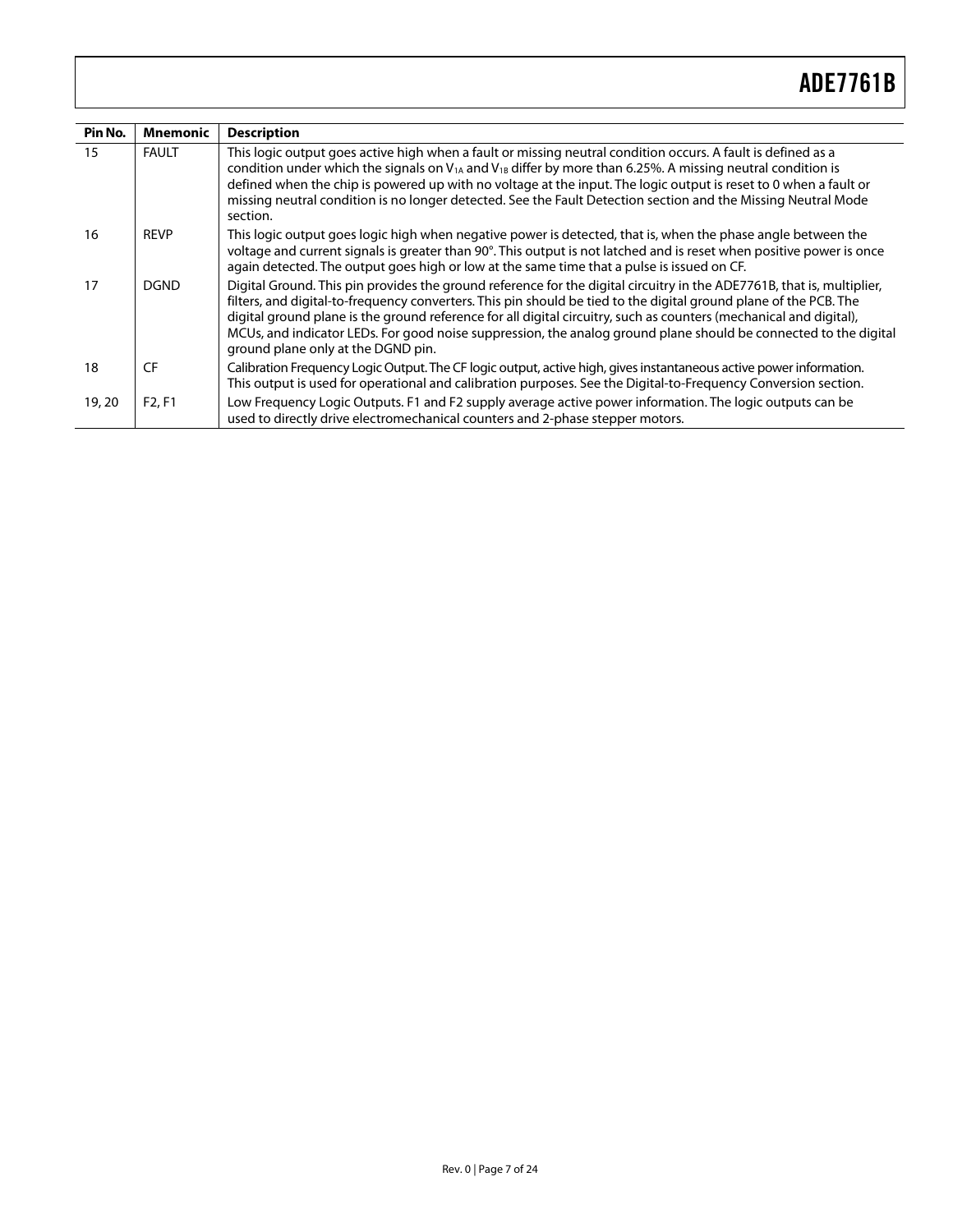| Pin No. | Mnemonic | Description |
| --- | --- | --- |
| 15 | FAULT | This logic output goes active high when a fault or missing neutral condition occurs. A fault is defined as a condition under which the signals on $V_{1A}$ and $V_{1B}$ differ by more than 6.25%. A missing neutral condition is defined when the chip is powered up with no voltage at the input. The logic output is reset to 0 when a fault or missing neutral condition is no longer detected. See the Fault Detection section and the Missing Neutral Mode section. |
| 16 | REVP | This logic output goes logic high when negative power is detected, that is, when the phase angle between the voltage and current signals is greater than 90°. This output is not latched and is reset when positive power is once again detected. The output goes high or low at the same time that a pulse is issued on CF. |
| 17 | DGND | Digital Ground. This pin provides the ground reference for the digital circuitry in the ADE7761B, that is, multiplier, filters, and digital-to-frequency converters. This pin should be tied to the digital ground plane of the PCB. The digital ground plane is the ground reference for all digital circuitry, such as counters (mechanical and digital), MCUs, and indicator LEDs. For good noise suppression, the analog ground plane should be connected to the digital ground plane only at the DGND pin. |
| 18 | CF | Calibration Frequency Logic Output. The CF logic output, active high, gives instantaneous active power information. This output is used for operational and calibration purposes. See the Digital-to-Frequency Conversion section. |
| 19, 20 | F2, F1 | Low Frequency Logic Outputs. F1 and F2 supply average active power information. The logic outputs can be used to directly drive electromechanical counters and 2-phase stepper motors. |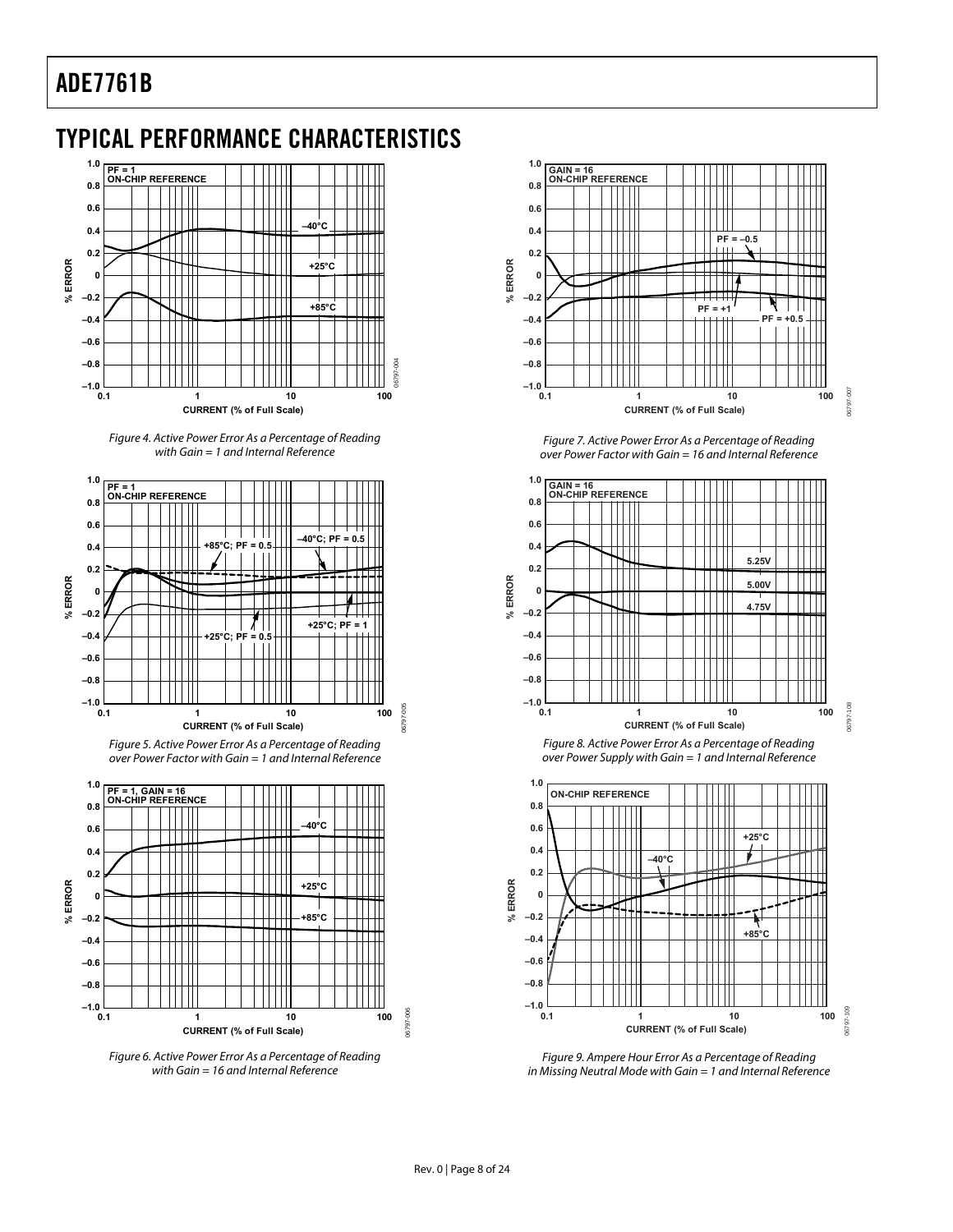## TYPICAL PERFORMANCE CHARACTERISTICS

Figure 4. Active Power Error As a Percentage of Reading with Gain = 1 and Internal Reference

Figure 5. Active Power Error As a Percentage of Reading over Power Factor with Gain = 1 and Internal Reference

Figure 6. Active Power Error As a Percentage of Reading with Gain = 16 and Internal Reference

Figure 7. Active Power Error As a Percentage of Reading over Power Factor with Gain = 16 and Internal Reference

Figure 8. Active Power Error As a Percentage of Reading over Power Supply with Gain = 1 and Internal Reference

Figure 9. Ampere Hour Error As a Percentage of Reading in Missing Neutral Mode with Gain = 1 and Internal Reference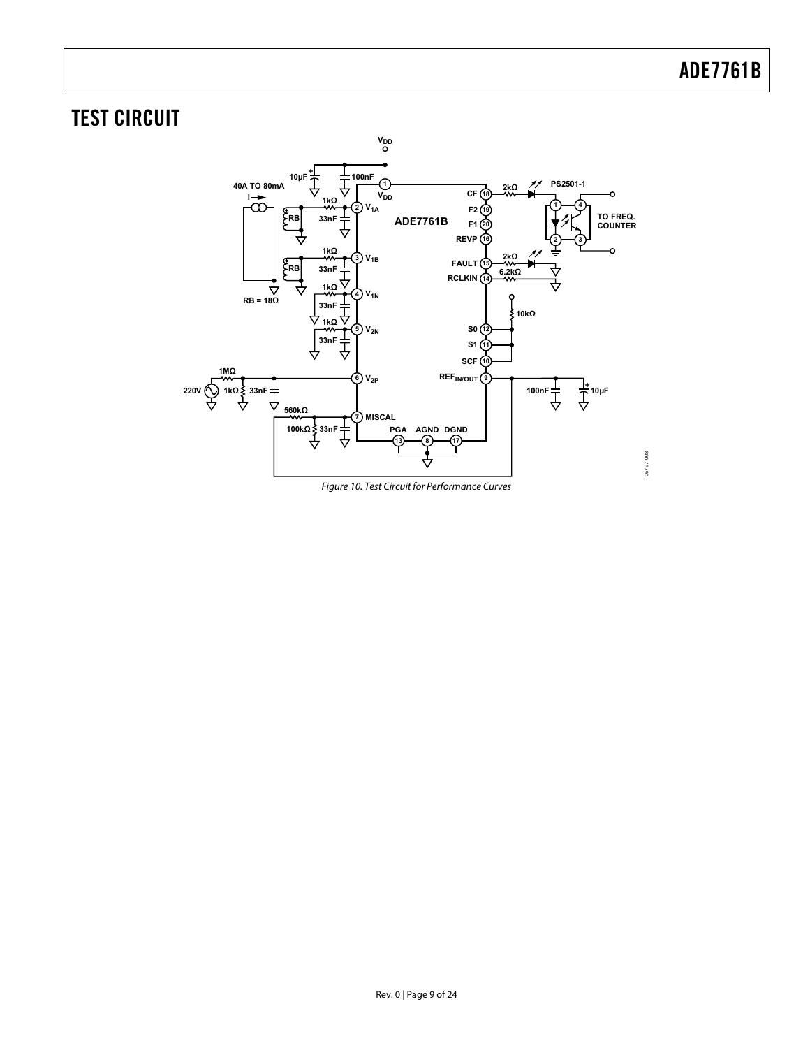## TEST CIRCUIT

Figure 10. Test Circuit for Performance Curves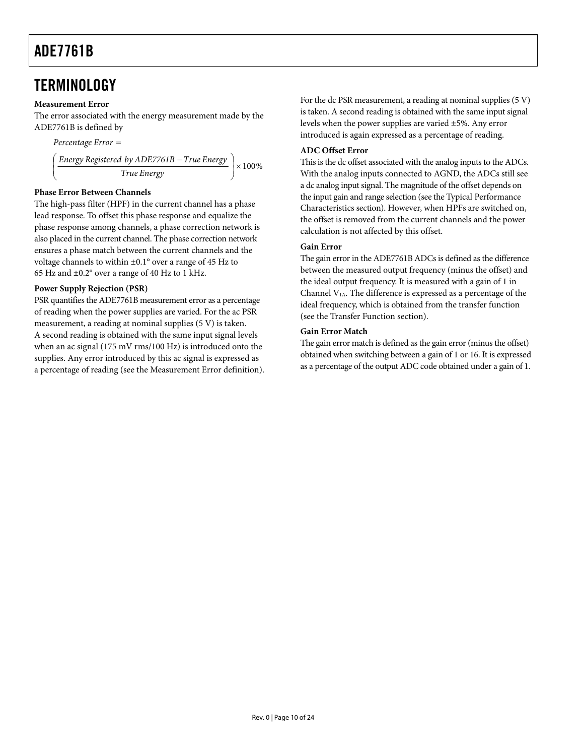## TERMINOLOGY

### Measurement Error

The error associated with the energy measurement made by the ADE7761B is defined by

$$\text{Percentage Error} = \left( \frac{\text{Energy Registered by ADE7761B} - \text{True Energy}}{\text{True Energy}} \right) \times 100\%$$

### Phase Error Between Channels

The high-pass filter (HPF) in the current channel has a phase lead response. To offset this phase response and equalize the phase response among channels, a phase correction network is also placed in the current channel. The phase correction network ensures a phase match between the current channels and the voltage channels to within ±0.1° over a range of 45 Hz to 65 Hz and ±0.2° over a range of 40 Hz to 1 kHz.

### Power Supply Rejection (PSR)

PSR quantifies the ADE7761B measurement error as a percentage of reading when the power supplies are varied. For the ac PSR measurement, a reading at nominal supplies (5 V) is taken. A second reading is obtained with the same input signal levels when an ac signal (175 mV rms/100 Hz) is introduced onto the supplies. Any error introduced by this ac signal is expressed as a percentage of reading (see the Measurement Error definition).

For the dc PSR measurement, a reading at nominal supplies (5 V) is taken. A second reading is obtained with the same input signal levels when the power supplies are varied ±5%. Any error introduced is again expressed as a percentage of reading.

### ADC Offset Error

This is the dc offset associated with the analog inputs to the ADCs. With the analog inputs connected to AGND, the ADCs still see a dc analog input signal. The magnitude of the offset depends on the input gain and range selection (see the Typical Performance Characteristics section). However, when HPFs are switched on, the offset is removed from the current channels and the power calculation is not affected by this offset.

### Gain Error

The gain error in the ADE7761B ADCs is defined as the difference between the measured output frequency (minus the offset) and the ideal output frequency. It is measured with a gain of 1 in Channel $V_{1A}$. The difference is expressed as a percentage of the ideal frequency, which is obtained from the transfer function (see the Transfer Function section).

### Gain Error Match

The gain error match is defined as the gain error (minus the offset) obtained when switching between a gain of 1 or 16. It is expressed as a percentage of the output ADC code obtained under a gain of 1.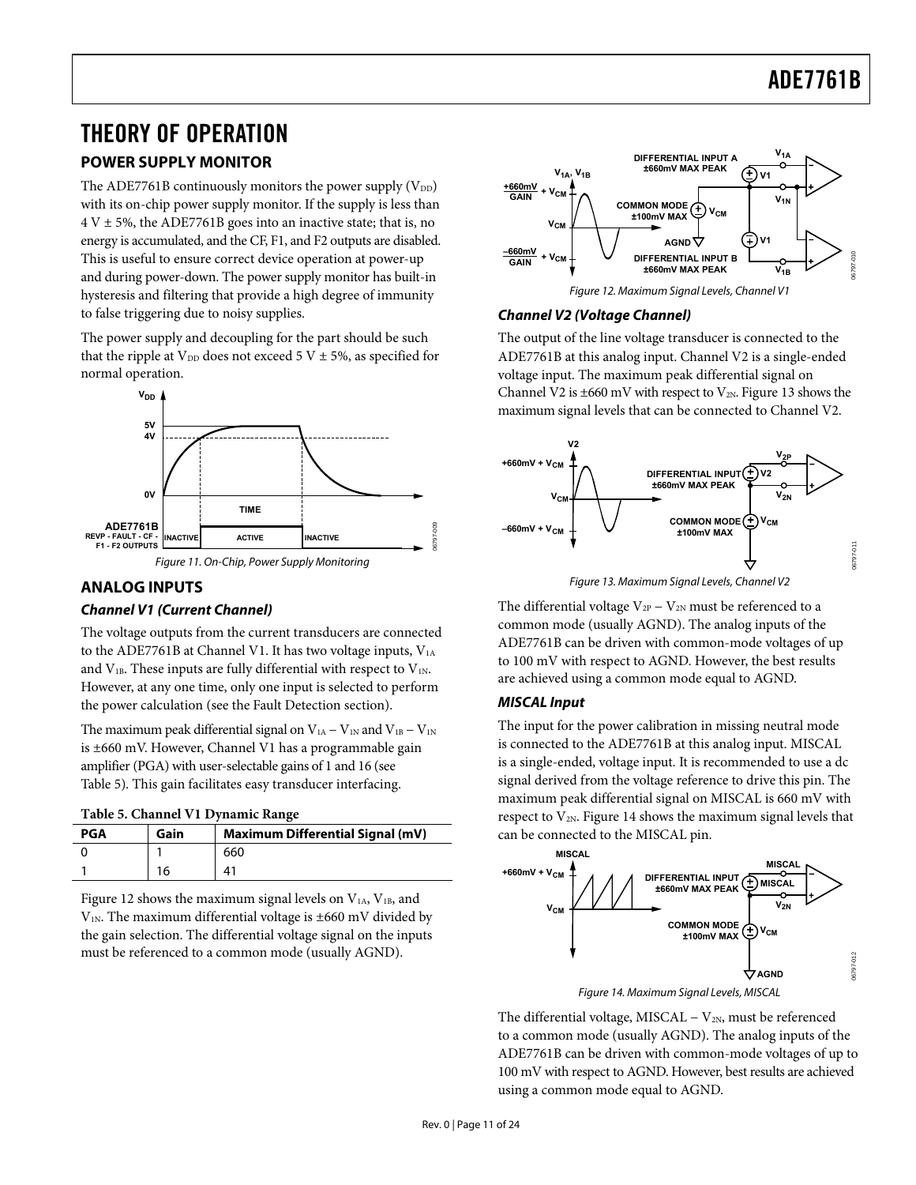# THEORY OF OPERATION

## POWER SUPPLY MONITOR

The ADE7761B continuously monitors the power supply ($V_{DD}$) with its on-chip power supply monitor. If the supply is less than 4 V ± 5%, the ADE7761B goes into an inactive state; that is, no energy is accumulated, and the CF, F1, and F2 outputs are disabled. This is useful to ensure correct device operation at power-up and during power-down. The power supply monitor has built-in hysteresis and filtering that provide a high degree of immunity to false triggering due to noisy supplies.

The power supply and decoupling for the part should be such that the ripple at $V_{DD}$ does not exceed 5 V ± 5%, as specified for normal operation.

*Figure 11. On-Chip, Power Supply Monitoring*

## ANALOG INPUTS

### *Channel V1 (Current Channel)*

The voltage outputs from the current transducers are connected to the ADE7761B at Channel V1. It has two voltage inputs, $V_{1A}$ and $V_{1B}$. These inputs are fully differential with respect to $V_{1N}$. However, at any one time, only one input is selected to perform the power calculation (see the Fault Detection section).

The maximum peak differential signal on $V_{1A} – V_{1N}$ and $V_{1B} – V_{1N}$ is ±660 mV. However, Channel V1 has a programmable gain amplifier (PGA) with user-selectable gains of 1 and 16 (see Table 5). This gain facilitates easy transducer interfacing.

**Table 5. Channel V1 Dynamic Range**

| PGA | Gain | Maximum Differential Signal (mV) |
|---|---|---|
| 0 | 1 | 660 |
| 1 | 16 | 41 |

Figure 12 shows the maximum signal levels on $V_{1A}$, $V_{1B}$, and $V_{1N}$. The maximum differential voltage is ±660 mV divided by the gain selection. The differential voltage signal on the inputs must be referenced to a common mode (usually AGND).

*Figure 12. Maximum Signal Levels, Channel V1*

### *Channel V2 (Voltage Channel)*

The output of the line voltage transducer is connected to the ADE7761B at this analog input. Channel V2 is a single-ended voltage input. The maximum peak differential signal on Channel V2 is ±660 mV with respect to $V_{2N}$. Figure 13 shows the maximum signal levels that can be connected to Channel V2.

*Figure 13. Maximum Signal Levels, Channel V2*

The differential voltage $V_{2P} – V_{2N}$ must be referenced to a common mode (usually AGND). The analog inputs of the ADE7761B can be driven with common-mode voltages of up to 100 mV with respect to AGND. However, the best results are achieved using a common mode equal to AGND.

### *MISCAL Input*

The input for the power calibration in missing neutral mode is connected to the ADE7761B at this analog input. MISCAL is a single-ended, voltage input. It is recommended to use a dc signal derived from the voltage reference to drive this pin. The maximum peak differential signal on MISCAL is 660 mV with respect to $V_{2N}$. Figure 14 shows the maximum signal levels that can be connected to the MISCAL pin.

*Figure 14. Maximum Signal Levels, MISCAL*

The differential voltage, MISCAL – $V_{2N}$, must be referenced to a common mode (usually AGND). The analog inputs of the ADE7761B can be driven with common-mode voltages of up to 100 mV with respect to AGND. However, best results are achieved using a common mode equal to AGND.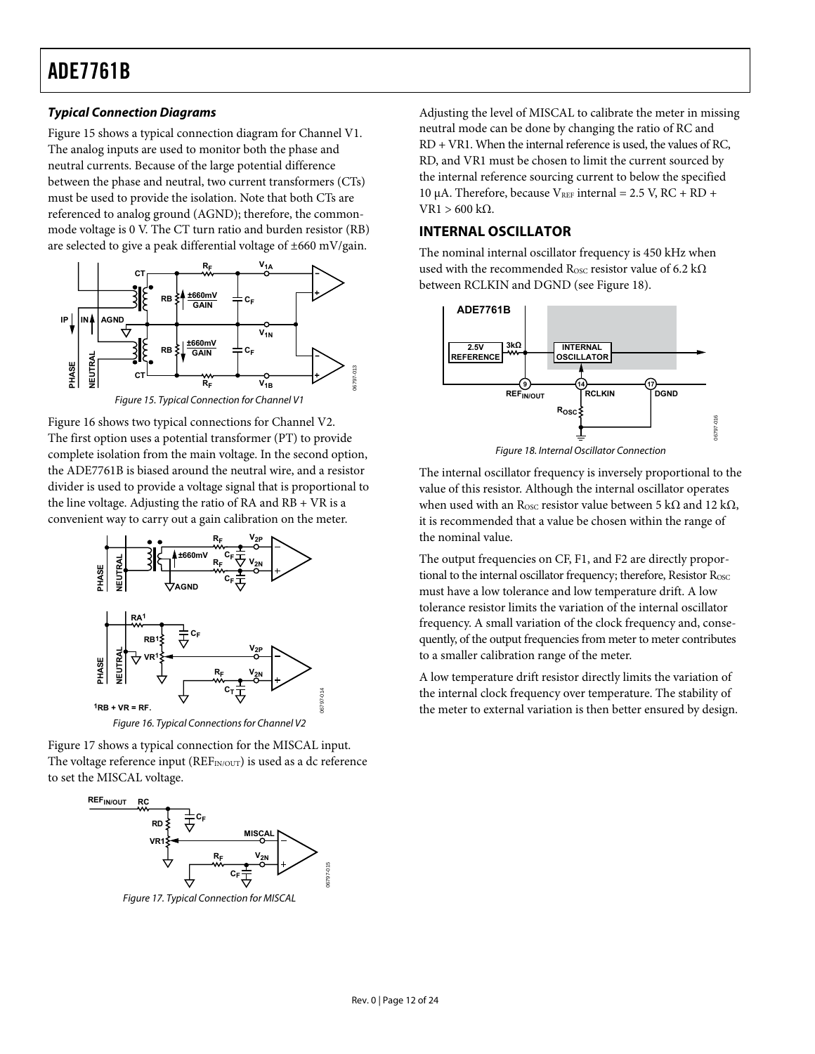### *Typical Connection Diagrams*

Figure 15 shows a typical connection diagram for Channel V1. The analog inputs are used to monitor both the phase and neutral currents. Because of the large potential difference between the phase and neutral, two current transformers (CTs) must be used to provide the isolation. Note that both CTs are referenced to analog ground (AGND); therefore, the common-mode voltage is 0 V. The CT turn ratio and burden resistor (RB) are selected to give a peak differential voltage of ±660 mV/gain.

*Figure 15. Typical Connection for Channel V1*

Figure 16 shows two typical connections for Channel V2. The first option uses a potential transformer (PT) to provide complete isolation from the main voltage. In the second option, the ADE7761B is biased around the neutral wire, and a resistor divider is used to provide a voltage signal that is proportional to the line voltage. Adjusting the ratio of RA and RB + VR is a convenient way to carry out a gain calibration on the meter.

*Figure 16. Typical Connections for Channel V2*

Figure 17 shows a typical connection for the MISCAL input. The voltage reference input ($REF_{IN/OUT}$) is used as a dc reference to set the MISCAL voltage.

*Figure 17. Typical Connection for MISCAL*

Adjusting the level of MISCAL to calibrate the meter in missing neutral mode can be done by changing the ratio of RC and RD + VR1. When the internal reference is used, the values of RC, RD, and VR1 must be chosen to limit the current sourced by the internal reference sourcing current to below the specified 10 μA. Therefore, because $V_{REF}$ internal = 2.5 V, RC + RD + VR1 > 600 kΩ.

## INTERNAL OSCILLATOR

The nominal internal oscillator frequency is 450 kHz when used with the recommended $R_{OSC}$ resistor value of 6.2 kΩ between RCLKIN and DGND (see Figure 18).

*Figure 18. Internal Oscillator Connection*

The internal oscillator frequency is inversely proportional to the value of this resistor. Although the internal oscillator operates when used with an $R_{OSC}$ resistor value between 5 kΩ and 12 kΩ, it is recommended that a value be chosen within the range of the nominal value.

The output frequencies on CF, F1, and F2 are directly proportional to the internal oscillator frequency; therefore, Resistor $R_{OSC}$ must have a low tolerance and low temperature drift. A low tolerance resistor limits the variation of the internal oscillator frequency. A small variation of the clock frequency and, consequently, of the output frequencies from meter to meter contributes to a smaller calibration range of the meter.

A low temperature drift resistor directly limits the variation of the internal clock frequency over temperature. The stability of the meter to external variation is then better ensured by design.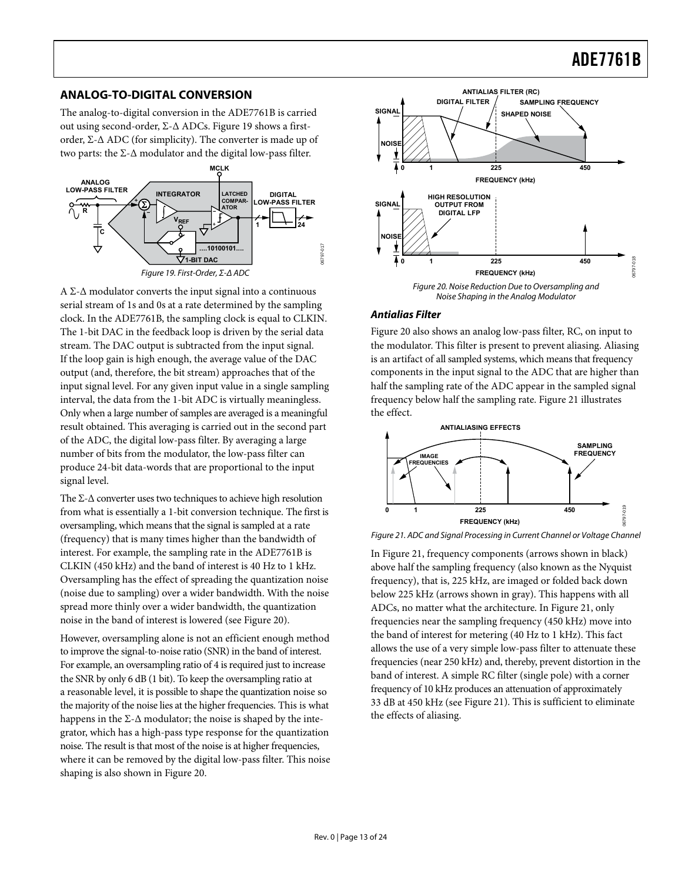## ANALOG-TO-DIGITAL CONVERSION

The analog-to-digital conversion in the ADE7761B is carried out using second-order, Σ-Δ ADCs. Figure 19 shows a first-order, Σ-Δ ADC (for simplicity). The converter is made up of two parts: the Σ-Δ modulator and the digital low-pass filter.

Figure 19. First-Order, Σ-Δ ADC

A Σ-Δ modulator converts the input signal into a continuous serial stream of 1s and 0s at a rate determined by the sampling clock. In the ADE7761B, the sampling clock is equal to CLKIN. The 1-bit DAC in the feedback loop is driven by the serial data stream. The DAC output is subtracted from the input signal. If the loop gain is high enough, the average value of the DAC output (and, therefore, the bit stream) approaches that of the input signal level. For any given input value in a single sampling interval, the data from the 1-bit ADC is virtually meaningless. Only when a large number of samples are averaged is a meaningful result obtained. This averaging is carried out in the second part of the ADC, the digital low-pass filter. By averaging a large number of bits from the modulator, the low-pass filter can produce 24-bit data-words that are proportional to the input signal level.

The Σ-Δ converter uses two techniques to achieve high resolution from what is essentially a 1-bit conversion technique. The first is oversampling, which means that the signal is sampled at a rate (frequency) that is many times higher than the bandwidth of interest. For example, the sampling rate in the ADE7761B is CLKIN (450 kHz) and the band of interest is 40 Hz to 1 kHz. Oversampling has the effect of spreading the quantization noise (noise due to sampling) over a wider bandwidth. With the noise spread more thinly over a wider bandwidth, the quantization noise in the band of interest is lowered (see Figure 20).

However, oversampling alone is not an efficient enough method to improve the signal-to-noise ratio (SNR) in the band of interest. For example, an oversampling ratio of 4 is required just to increase the SNR by only 6 dB (1 bit). To keep the oversampling ratio at a reasonable level, it is possible to shape the quantization noise so the majority of the noise lies at the higher frequencies. This is what happens in the Σ-Δ modulator; the noise is shaped by the integrator, which has a high-pass type response for the quantization noise. The result is that most of the noise is at higher frequencies, where it can be removed by the digital low-pass filter. This noise shaping is also shown in Figure 20.

Figure 20. Noise Reduction Due to Oversampling and Noise Shaping in the Analog Modulator

### *Antialias Filter*

Figure 20 also shows an analog low-pass filter, RC, on input to the modulator. This filter is present to prevent aliasing. Aliasing is an artifact of all sampled systems, which means that frequency components in the input signal to the ADC that are higher than half the sampling rate of the ADC appear in the sampled signal frequency below half the sampling rate. Figure 21 illustrates the effect.

Figure 21. ADC and Signal Processing in Current Channel or Voltage Channel

In Figure 21, frequency components (arrows shown in black) above half the sampling frequency (also known as the Nyquist frequency), that is, 225 kHz, are imaged or folded back down below 225 kHz (arrows shown in gray). This happens with all ADCs, no matter what the architecture. In Figure 21, only frequencies near the sampling frequency (450 kHz) move into the band of interest for metering (40 Hz to 1 kHz). This fact allows the use of a very simple low-pass filter to attenuate these frequencies (near 250 kHz) and, thereby, prevent distortion in the band of interest. A simple RC filter (single pole) with a corner frequency of 10 kHz produces an attenuation of approximately 33 dB at 450 kHz (see Figure 21). This is sufficient to eliminate the effects of aliasing.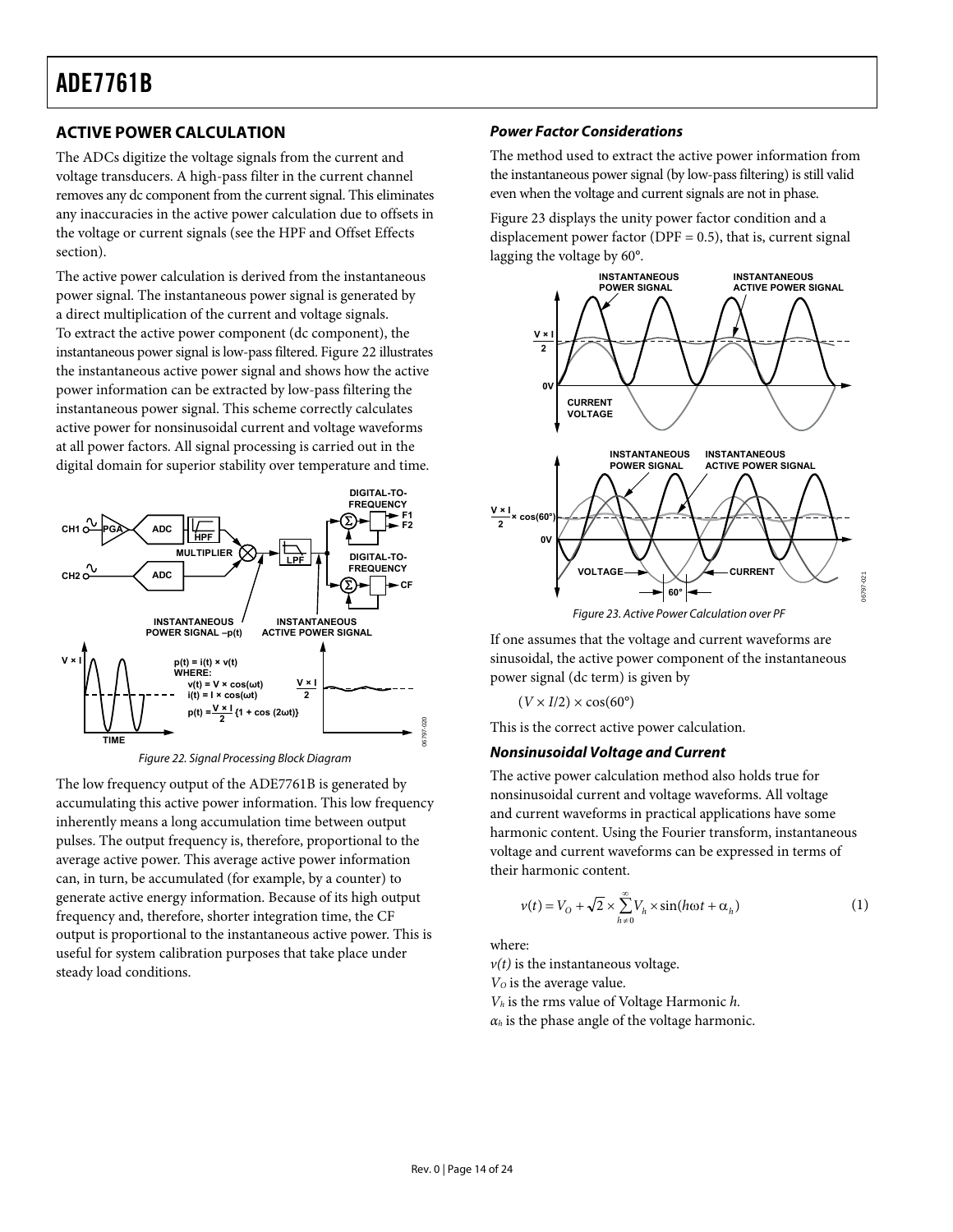## ACTIVE POWER CALCULATION

The ADCs digitize the voltage signals from the current and voltage transducers. A high-pass filter in the current channel removes any dc component from the current signal. This eliminates any inaccuracies in the active power calculation due to offsets in the voltage or current signals (see the HPF and Offset Effects section).

The active power calculation is derived from the instantaneous power signal. The instantaneous power signal is generated by a direct multiplication of the current and voltage signals. To extract the active power component (dc component), the instantaneous power signal is low-pass filtered. Figure 22 illustrates the instantaneous active power signal and shows how the active power information can be extracted by low-pass filtering the instantaneous power signal. This scheme correctly calculates active power for nonsinusoidal current and voltage waveforms at all power factors. All signal processing is carried out in the digital domain for superior stability over temperature and time.

Figure 22. Signal Processing Block Diagram

The low frequency output of the ADE7761B is generated by accumulating this active power information. This low frequency inherently means a long accumulation time between output pulses. The output frequency is, therefore, proportional to the average active power. This average active power information can, in turn, be accumulated (for example, by a counter) to generate active energy information. Because of its high output frequency and, therefore, shorter integration time, the CF output is proportional to the instantaneous active power. This is useful for system calibration purposes that take place under steady load conditions.

### *Power Factor Considerations*

The method used to extract the active power information from the instantaneous power signal (by low-pass filtering) is still valid even when the voltage and current signals are not in phase.

Figure 23 displays the unity power factor condition and a displacement power factor (DPF = 0.5), that is, current signal lagging the voltage by 60°.

Figure 23. Active Power Calculation over PF

If one assumes that the voltage and current waveforms are sinusoidal, the active power component of the instantaneous power signal (dc term) is given by

$$(V \times I/2) \times \cos(60°)$$

This is the correct active power calculation.

### *Nonsinusoidal Voltage and Current*

The active power calculation method also holds true for nonsinusoidal current and voltage waveforms. All voltage and current waveforms in practical applications have some harmonic content. Using the Fourier transform, instantaneous voltage and current waveforms can be expressed in terms of their harmonic content.

$$v(t) = V_O + \sqrt{2} \times \sum_{h \neq 0}^{\infty} V_h \times \sin(h\omega t + \alpha_h) \qquad (1)$$

where:
$v(t)$ is the instantaneous voltage.
$V_O$ is the average value.
$V_h$ is the rms value of Voltage Harmonic $h$.
$\alpha_h$ is the phase angle of the voltage harmonic.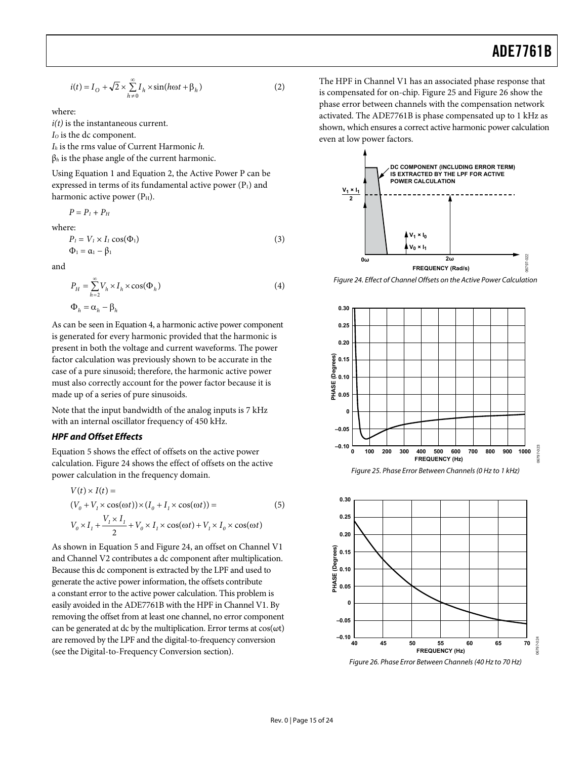$$i(t) = I_O + \sqrt{2} \times \sum_{h \neq 0}^{\infty} I_h \times \sin(h\omega t + \beta_h) \quad (2)$$

where:
$i(t)$ is the instantaneous current.
$I_O$ is the dc component.
$I_h$ is the rms value of Current Harmonic $h$.
$\beta_h$ is the phase angle of the current harmonic.

Using Equation 1 and Equation 2, the Active Power P can be expressed in terms of its fundamental active power ($P_1$) and harmonic active power ($P_H$).

$$P = P_1 + P_H$$

where:

$$P_1 = V_1 \times I_1 \cos(\Phi_1) \quad (3)$$

$$\Phi_1 = \alpha_1 - \beta_1$$

and

$$P_H = \sum_{h=2}^{\infty} V_h \times I_h \times \cos(\Phi_h) \quad (4)$$

$$\Phi_h = \alpha_h - \beta_h$$

As can be seen in Equation 4, a harmonic active power component is generated for every harmonic provided that the harmonic is present in both the voltage and current waveforms. The power factor calculation was previously shown to be accurate in the case of a pure sinusoid; therefore, the harmonic active power must also correctly account for the power factor because it is made up of a series of pure sinusoids.

Note that the input bandwidth of the analog inputs is 7 kHz with an internal oscillator frequency of 450 kHz.

### *HPF and Offset Effects*

Equation 5 shows the effect of offsets on the active power calculation. Figure 24 shows the effect of offsets on the active power calculation in the frequency domain.

$$\begin{aligned} &V(t) \times I(t) = \\ &(V_0 + V_1 \times \cos(\omega t)) \times (I_0 + I_1 \times \cos(\omega t)) = \quad (5) \\ &V_0 \times I_1 + \frac{V_1 \times I_1}{2} + V_0 \times I_1 \times \cos(\omega t) + V_1 \times I_0 \times \cos(\omega t) \end{aligned}$$

As shown in Equation 5 and Figure 24, an offset on Channel V1 and Channel V2 contributes a dc component after multiplication. Because this dc component is extracted by the LPF and used to generate the active power information, the offsets contribute a constant error to the active power calculation. This problem is easily avoided in the ADE7761B with the HPF in Channel V1. By removing the offset from at least one channel, no error component can be generated at dc by the multiplication. Error terms at cos(ωt) are removed by the LPF and the digital-to-frequency conversion (see the Digital-to-Frequency Conversion section).

The HPF in Channel V1 has an associated phase response that is compensated for on-chip. Figure 25 and Figure 26 show the phase error between channels with the compensation network activated. The ADE7761B is phase compensated up to 1 kHz as shown, which ensures a correct active harmonic power calculation even at low power factors.

*Figure 24. Effect of Channel Offsets on the Active Power Calculation*

*Figure 25. Phase Error Between Channels (0 Hz to 1 kHz)*

*Figure 26. Phase Error Between Channels (40 Hz to 70 Hz)*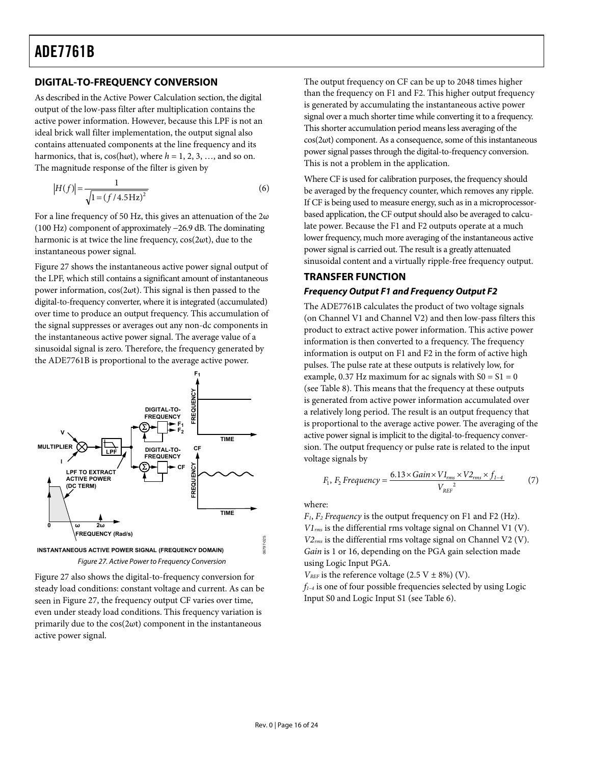## DIGITAL-TO-FREQUENCY CONVERSION

As described in the Active Power Calculation section, the digital output of the low-pass filter after multiplication contains the active power information. However, because this LPF is not an ideal brick wall filter implementation, the output signal also contains attenuated components at the line frequency and its harmonics, that is, cos(hωt), where $h = 1, 2, 3, \ldots$, and so on. The magnitude response of the filter is given by

$$|H(f)| = \frac{1}{\sqrt{1 = (f/4.5\text{Hz})^2}} \tag{6}$$

For a line frequency of 50 Hz, this gives an attenuation of the 2ω (100 Hz) component of approximately −26.9 dB. The dominating harmonic is at twice the line frequency, cos(2ωt), due to the instantaneous power signal.

Figure 27 shows the instantaneous active power signal output of the LPF, which still contains a significant amount of instantaneous power information, cos(2ωt). This signal is then passed to the digital-to-frequency converter, where it is integrated (accumulated) over time to produce an output frequency. This accumulation of the signal suppresses or averages out any non-dc components in the instantaneous active power signal. The average value of a sinusoidal signal is zero. Therefore, the frequency generated by the ADE7761B is proportional to the average active power.

*Figure 27. Active Power to Frequency Conversion*

Figure 27 also shows the digital-to-frequency conversion for steady load conditions: constant voltage and current. As can be seen in Figure 27, the frequency output CF varies over time, even under steady load conditions. This frequency variation is primarily due to the cos(2ωt) component in the instantaneous active power signal.

The output frequency on CF can be up to 2048 times higher than the frequency on F1 and F2. This higher output frequency is generated by accumulating the instantaneous active power signal over a much shorter time while converting it to a frequency. This shorter accumulation period means less averaging of the cos(2ωt) component. As a consequence, some of this instantaneous power signal passes through the digital-to-frequency conversion. This is not a problem in the application.

Where CF is used for calibration purposes, the frequency should be averaged by the frequency counter, which removes any ripple. If CF is being used to measure energy, such as in a microprocessor-based application, the CF output should also be averaged to calculate power. Because the F1 and F2 outputs operate at a much lower frequency, much more averaging of the instantaneous active power signal is carried out. The result is a greatly attenuated sinusoidal content and a virtually ripple-free frequency output.

## TRANSFER FUNCTION

### *Frequency Output F1 and Frequency Output F2*

The ADE7761B calculates the product of two voltage signals (on Channel V1 and Channel V2) and then low-pass filters this product to extract active power information. This active power information is then converted to a frequency. The frequency information is output on F1 and F2 in the form of active high pulses. The pulse rate at these outputs is relatively low, for example, 0.37 Hz maximum for ac signals with S0 = S1 = 0 (see Table 8). This means that the frequency at these outputs is generated from active power information accumulated over a relatively long period. The result is an output frequency that is proportional to the average active power. The averaging of the active power signal is implicit to the digital-to-frequency conversion. The output frequency or pulse rate is related to the input voltage signals by

$$F_1,\ F_2\ Frequency = \frac{6.13 \times Gain \times V1_{rms} \times V2_{rms} \times f_{1-4}}{V_{REF}^{\ 2}} \tag{7}$$

where:

$F_1$, $F_2$ *Frequency* is the output frequency on F1 and F2 (Hz).
$V1_{rms}$ is the differential rms voltage signal on Channel V1 (V).
$V2_{rms}$ is the differential rms voltage signal on Channel V2 (V).
*Gain* is 1 or 16, depending on the PGA gain selection made using Logic Input PGA.
$V_{REF}$ is the reference voltage (2.5 V ± 8%) (V).
$f_{1-4}$ is one of four possible frequencies selected by using Logic Input S0 and Logic Input S1 (see Table 6).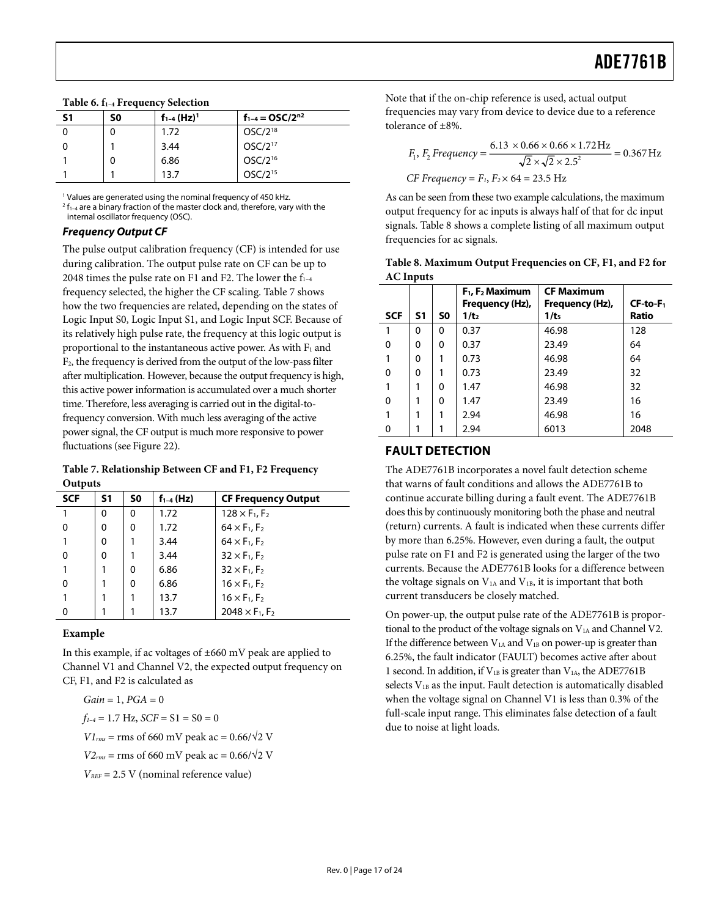**Table 6. $f_{1–4}$ Frequency Selection**

| S1 | S0 | $f_{1–4}$ (Hz)[1] | $f_{1–4} = OSC/2^{n2}$ |
|---|---|---|---|
| 0 | 0 | 1.72 | $OSC/2^{18}$ |
| 0 | 1 | 3.44 | $OSC/2^{17}$ |
| 1 | 0 | 6.86 | $OSC/2^{16}$ |
| 1 | 1 | 13.7 | $OSC/2^{15}$ |

[1] Values are generated using the nominal frequency of 450 kHz.
[2] $f_{1–4}$ are a binary fraction of the master clock and, therefore, vary with the internal oscillator frequency (OSC).

#### *Frequency Output CF*

The pulse output calibration frequency (CF) is intended for use during calibration. The output pulse rate on CF can be up to 2048 times the pulse rate on F1 and F2. The lower the $f_{1–4}$ frequency selected, the higher the CF scaling. Table 7 shows how the two frequencies are related, depending on the states of Logic Input S0, Logic Input S1, and Logic Input SCF. Because of its relatively high pulse rate, the frequency at this logic output is proportional to the instantaneous active power. As with $F_1$ and $F_2$, the frequency is derived from the output of the low-pass filter after multiplication. However, because the output frequency is high, this active power information is accumulated over a much shorter time. Therefore, less averaging is carried out in the digital-to-frequency conversion. With much less averaging of the active power signal, the CF output is much more responsive to power fluctuations (see Figure 22).

**Table 7. Relationship Between CF and F1, F2 Frequency Outputs**

| SCF | S1 | S0 | $f_{1–4}$ (Hz) | CF Frequency Output |
|---|---|---|---|---|
| 1 | 0 | 0 | 1.72 | $128 \times F_1, F_2$ |
| 0 | 0 | 0 | 1.72 | $64 \times F_1, F_2$ |
| 1 | 0 | 1 | 3.44 | $64 \times F_1, F_2$ |
| 0 | 0 | 1 | 3.44 | $32 \times F_1, F_2$ |
| 1 | 1 | 0 | 6.86 | $32 \times F_1, F_2$ |
| 0 | 1 | 0 | 6.86 | $16 \times F_1, F_2$ |
| 1 | 1 | 1 | 13.7 | $16 \times F_1, F_2$ |
| 0 | 1 | 1 | 13.7 | $2048 \times F_1, F_2$ |

#### Example

In this example, if ac voltages of ±660 mV peak are applied to Channel V1 and Channel V2, the expected output frequency on CF, F1, and F2 is calculated as

$Gain = 1$, $PGA = 0$

$f_{1–4} = 1.7$ Hz, $SCF = S1 = S0 = 0$

$V1_{rms}$ = rms of 660 mV peak ac = $0.66/\sqrt{2}$ V

$V2_{rms}$ = rms of 660 mV peak ac = $0.66/\sqrt{2}$ V

$V_{REF}$ = 2.5 V (nominal reference value)

Note that if the on-chip reference is used, actual output frequencies may vary from device to device due to a reference tolerance of ±8%.

$$F_1, F_2\ Frequency = \frac{6.13 \times 0.66 \times 0.66 \times 1.72\,\text{Hz}}{\sqrt{2} \times \sqrt{2} \times 2.5^2} = 0.367\,\text{Hz}$$

$$CF\ Frequency = F_1, F_2 \times 64 = 23.5\ \text{Hz}$$

As can be seen from these two example calculations, the maximum output frequency for ac inputs is always half of that for dc input signals. Table 8 shows a complete listing of all maximum output frequencies for ac signals.

**Table 8. Maximum Output Frequencies on CF, F1, and F2 for AC Inputs**

| SCF | S1 | S0 | $F_1$, $F_2$ Maximum Frequency (Hz), $1/t_2$ | CF Maximum Frequency (Hz), $1/t_5$ | CF-to-$F_1$ Ratio |
|---|---|---|---|---|---|
| 1 | 0 | 0 | 0.37 | 46.98 | 128 |
| 0 | 0 | 0 | 0.37 | 23.49 | 64 |
| 1 | 0 | 1 | 0.73 | 46.98 | 64 |
| 0 | 0 | 1 | 0.73 | 23.49 | 32 |
| 1 | 1 | 0 | 1.47 | 46.98 | 32 |
| 0 | 1 | 0 | 1.47 | 23.49 | 16 |
| 1 | 1 | 1 | 2.94 | 46.98 | 16 |
| 0 | 1 | 1 | 2.94 | 6013 | 2048 |

## FAULT DETECTION

The ADE7761B incorporates a novel fault detection scheme that warns of fault conditions and allows the ADE7761B to continue accurate billing during a fault event. The ADE7761B does this by continuously monitoring both the phase and neutral (return) currents. A fault is indicated when these currents differ by more than 6.25%. However, even during a fault, the output pulse rate on F1 and F2 is generated using the larger of the two currents. Because the ADE7761B looks for a difference between the voltage signals on $V_{1A}$ and $V_{1B}$, it is important that both current transducers be closely matched.

On power-up, the output pulse rate of the ADE7761B is proportional to the product of the voltage signals on $V_{1A}$ and Channel V2. If the difference between $V_{1A}$ and $V_{1B}$ on power-up is greater than 6.25%, the fault indicator (FAULT) becomes active after about 1 second. In addition, if $V_{1B}$ is greater than $V_{1A}$, the ADE7761B selects $V_{1B}$ as the input. Fault detection is automatically disabled when the voltage signal on Channel V1 is less than 0.3% of the full-scale input range. This eliminates false detection of a fault due to noise at light loads.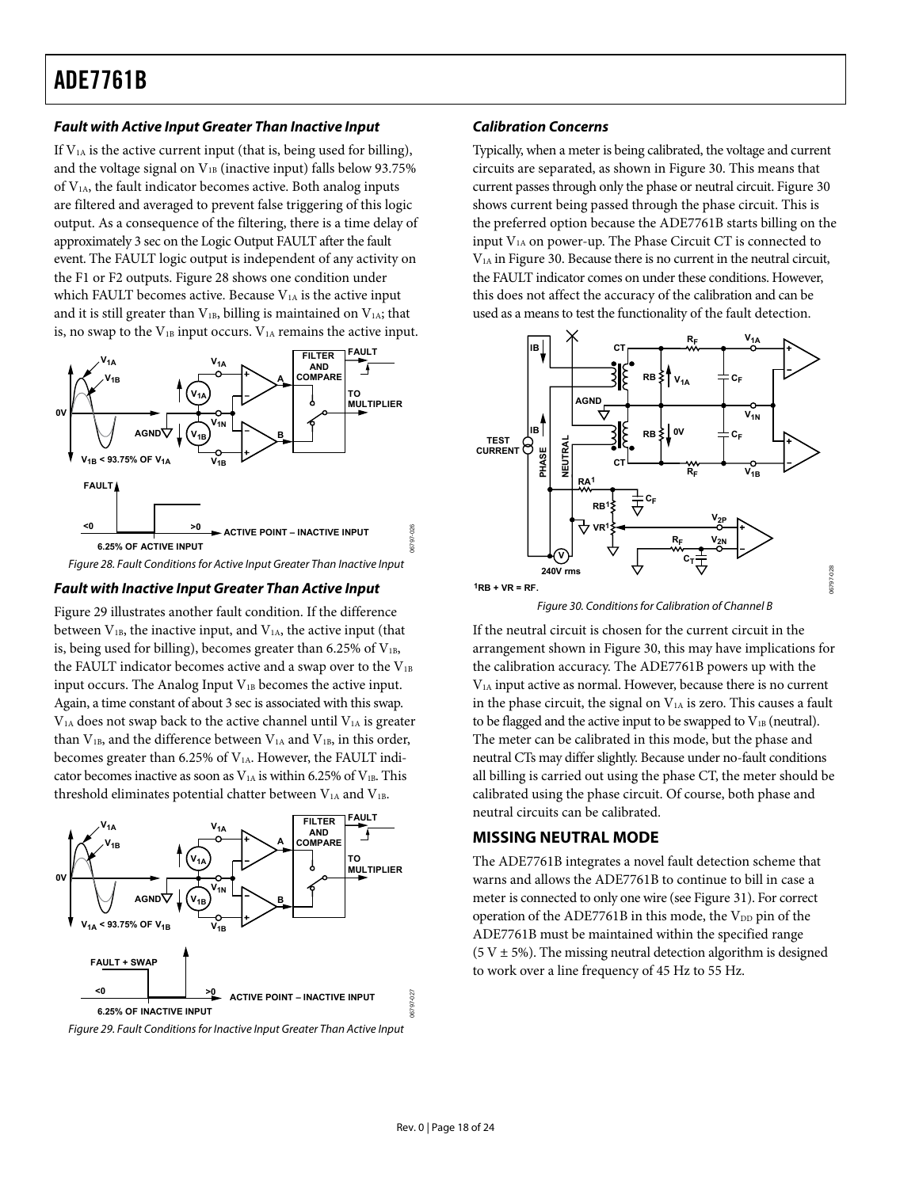### Fault with Active Input Greater Than Inactive Input

If $V_{1A}$ is the active current input (that is, being used for billing), and the voltage signal on $V_{1B}$ (inactive input) falls below 93.75% of $V_{1A}$, the fault indicator becomes active. Both analog inputs are filtered and averaged to prevent false triggering of this logic output. As a consequence of the filtering, there is a time delay of approximately 3 sec on the Logic Output FAULT after the fault event. The FAULT logic output is independent of any activity on the F1 or F2 outputs. Figure 28 shows one condition under which FAULT becomes active. Because $V_{1A}$ is the active input and it is still greater than $V_{1B}$, billing is maintained on $V_{1A}$; that is, no swap to the $V_{1B}$ input occurs. $V_{1A}$ remains the active input.

*Figure 28. Fault Conditions for Active Input Greater Than Inactive Input*

### Fault with Inactive Input Greater Than Active Input

Figure 29 illustrates another fault condition. If the difference between $V_{1B}$, the inactive input, and $V_{1A}$, the active input (that is, being used for billing), becomes greater than 6.25% of $V_{1B}$, the FAULT indicator becomes active and a swap over to the $V_{1B}$ input occurs. The Analog Input $V_{1B}$ becomes the active input. Again, a time constant of about 3 sec is associated with this swap. $V_{1A}$ does not swap back to the active channel until $V_{1A}$ is greater than $V_{1B}$, and the difference between $V_{1A}$ and $V_{1B}$, in this order, becomes greater than 6.25% of $V_{1A}$. However, the FAULT indicator becomes inactive as soon as $V_{1A}$ is within 6.25% of $V_{1B}$. This threshold eliminates potential chatter between $V_{1A}$ and $V_{1B}$.

*Figure 29. Fault Conditions for Inactive Input Greater Than Active Input*

### Calibration Concerns

Typically, when a meter is being calibrated, the voltage and current circuits are separated, as shown in Figure 30. This means that current passes through only the phase or neutral circuit. Figure 30 shows current being passed through the phase circuit. This is the preferred option because the ADE7761B starts billing on the input $V_{1A}$ on power-up. The Phase Circuit CT is connected to $V_{1A}$ in Figure 30. Because there is no current in the neutral circuit, the FAULT indicator comes on under these conditions. However, this does not affect the accuracy of the calibration and can be used as a means to test the functionality of the fault detection.

[1]RB + VR = RF.

*Figure 30. Conditions for Calibration of Channel B*

If the neutral circuit is chosen for the current circuit in the arrangement shown in Figure 30, this may have implications for the calibration accuracy. The ADE7761B powers up with the $V_{1A}$ input active as normal. However, because there is no current in the phase circuit, the signal on $V_{1A}$ is zero. This causes a fault to be flagged and the active input to be swapped to $V_{1B}$ (neutral). The meter can be calibrated in this mode, but the phase and neutral CTs may differ slightly. Because under no-fault conditions all billing is carried out using the phase CT, the meter should be calibrated using the phase circuit. Of course, both phase and neutral circuits can be calibrated.

## MISSING NEUTRAL MODE

The ADE7761B integrates a novel fault detection scheme that warns and allows the ADE7761B to continue to bill in case a meter is connected to only one wire (see Figure 31). For correct operation of the ADE7761B in this mode, the $V_{DD}$ pin of the ADE7761B must be maintained within the specified range (5 V ± 5%). The missing neutral detection algorithm is designed to work over a line frequency of 45 Hz to 55 Hz.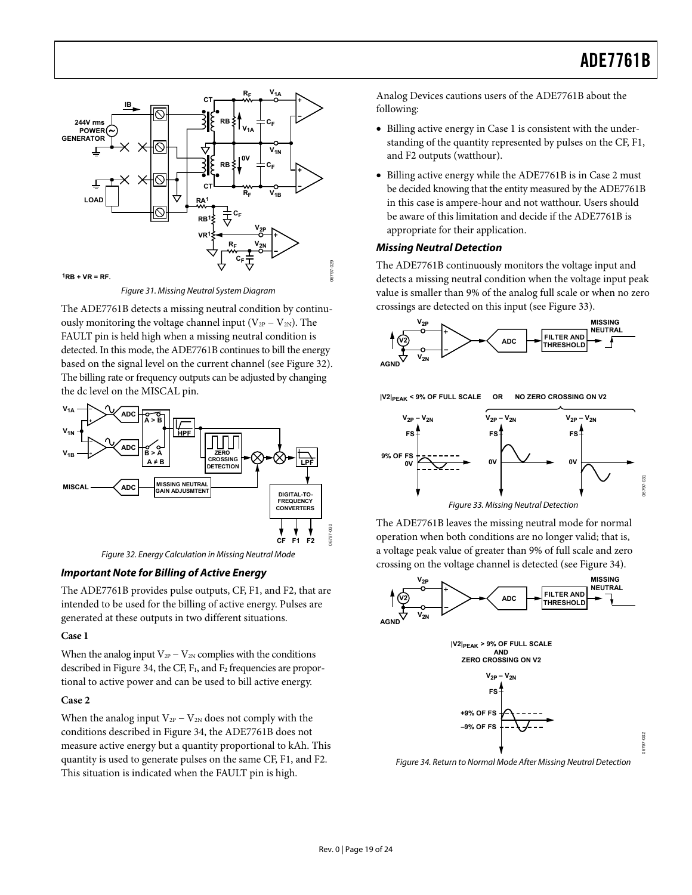Figure 31. Missing Neutral System Diagram

The ADE7761B detects a missing neutral condition by continuously monitoring the voltage channel input ($V_{2P} – V_{2N}$). The FAULT pin is held high when a missing neutral condition is detected. In this mode, the ADE7761B continues to bill the energy based on the signal level on the current channel (see Figure 32). The billing rate or frequency outputs can be adjusted by changing the dc level on the MISCAL pin.

Figure 32. Energy Calculation in Missing Neutral Mode

### *Important Note for Billing of Active Energy*

The ADE7761B provides pulse outputs, CF, F1, and F2, that are intended to be used for the billing of active energy. Pulses are generated at these outputs in two different situations.

**Case 1**

When the analog input $V_{2P} – V_{2N}$ complies with the conditions described in Figure 34, the CF, $F_1$, and $F_2$ frequencies are proportional to active power and can be used to bill active energy.

**Case 2**

When the analog input $V_{2P} – V_{2N}$ does not comply with the conditions described in Figure 34, the ADE7761B does not measure active energy but a quantity proportional to kAh. This quantity is used to generate pulses on the same CF, F1, and F2. This situation is indicated when the FAULT pin is high.

Analog Devices cautions users of the ADE7761B about the following:

- Billing active energy in Case 1 is consistent with the understanding of the quantity represented by pulses on the CF, F1, and F2 outputs (watthour).
- Billing active energy while the ADE7761B is in Case 2 must be decided knowing that the entity measured by the ADE7761B in this case is ampere-hour and not watthour. Users should be aware of this limitation and decide if the ADE7761B is appropriate for their application.

### *Missing Neutral Detection*

The ADE7761B continuously monitors the voltage input and detects a missing neutral condition when the voltage input peak value is smaller than 9% of the analog full scale or when no zero crossings are detected on this input (see Figure 33).

Figure 33. Missing Neutral Detection

The ADE7761B leaves the missing neutral mode for normal operation when both conditions are no longer valid; that is, a voltage peak value of greater than 9% of full scale and zero crossing on the voltage channel is detected (see Figure 34).

Figure 34. Return to Normal Mode After Missing Neutral Detection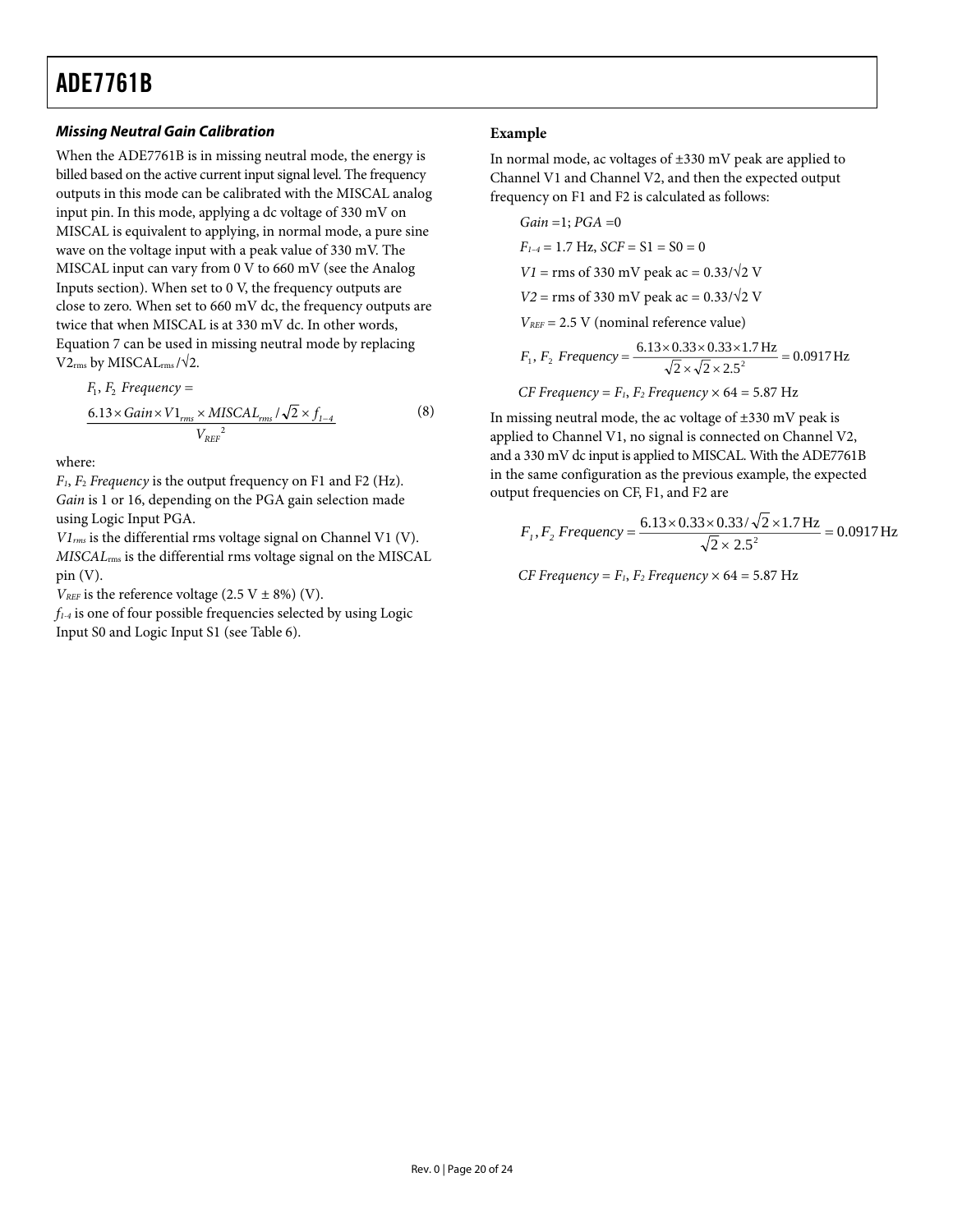### *Missing Neutral Gain Calibration*

When the ADE7761B is in missing neutral mode, the energy is billed based on the active current input signal level. The frequency outputs in this mode can be calibrated with the MISCAL analog input pin. In this mode, applying a dc voltage of 330 mV on MISCAL is equivalent to applying, in normal mode, a pure sine wave on the voltage input with a peak value of 330 mV. The MISCAL input can vary from 0 V to 660 mV (see the Analog Inputs section). When set to 0 V, the frequency outputs are close to zero. When set to 660 mV dc, the frequency outputs are twice that when MISCAL is at 330 mV dc. In other words, Equation 7 can be used in missing neutral mode by replacing $V2_{rms}$ by $MISCAL_{rms}/\sqrt{2}$.

$$F_1, F_2\ Frequency = \frac{6.13 \times Gain \times V1_{rms} \times MISCAL_{rms}/\sqrt{2} \times f_{1-4}}{V_{REF}^{\ 2}} \tag{8}$$

where:

$F_1$, $F_2$ *Frequency* is the output frequency on F1 and F2 (Hz).

*Gain* is 1 or 16, depending on the PGA gain selection made using Logic Input PGA.

$V1_{rms}$ is the differential rms voltage signal on Channel V1 (V).

$MISCAL_{rms}$ is the differential rms voltage signal on the MISCAL pin (V).

$V_{REF}$ is the reference voltage (2.5 V ± 8%) (V).

$f_{1-4}$ is one of four possible frequencies selected by using Logic Input S0 and Logic Input S1 (see Table 6).

#### Example

In normal mode, ac voltages of ±330 mV peak are applied to Channel V1 and Channel V2, and then the expected output frequency on F1 and F2 is calculated as follows:

$Gain = 1$; $PGA = 0$

$F_{1-4} = 1.7$ Hz, $SCF = S1 = S0 = 0$

$V1$ = rms of 330 mV peak ac = $0.33/\sqrt{2}$ V

$V2$ = rms of 330 mV peak ac = $0.33/\sqrt{2}$ V

$V_{REF}$ = 2.5 V (nominal reference value)

$$F_1, F_2\ Frequency = \frac{6.13 \times 0.33 \times 0.33 \times 1.7\ \text{Hz}}{\sqrt{2} \times \sqrt{2} \times 2.5^2} = 0.0917\ \text{Hz}$$

$CF\ Frequency = F_1, F_2\ Frequency \times 64 = 5.87$ Hz

In missing neutral mode, the ac voltage of ±330 mV peak is applied to Channel V1, no signal is connected on Channel V2, and a 330 mV dc input is applied to MISCAL. With the ADE7761B in the same configuration as the previous example, the expected output frequencies on CF, F1, and F2 are

$$F_1, F_2\ Frequency = \frac{6.13 \times 0.33 \times 0.33/\sqrt{2} \times 1.7\ \text{Hz}}{\sqrt{2} \times 2.5^2} = 0.0917\ \text{Hz}$$

$CF\ Frequency = F_1, F_2\ Frequency \times 64 = 5.87$ Hz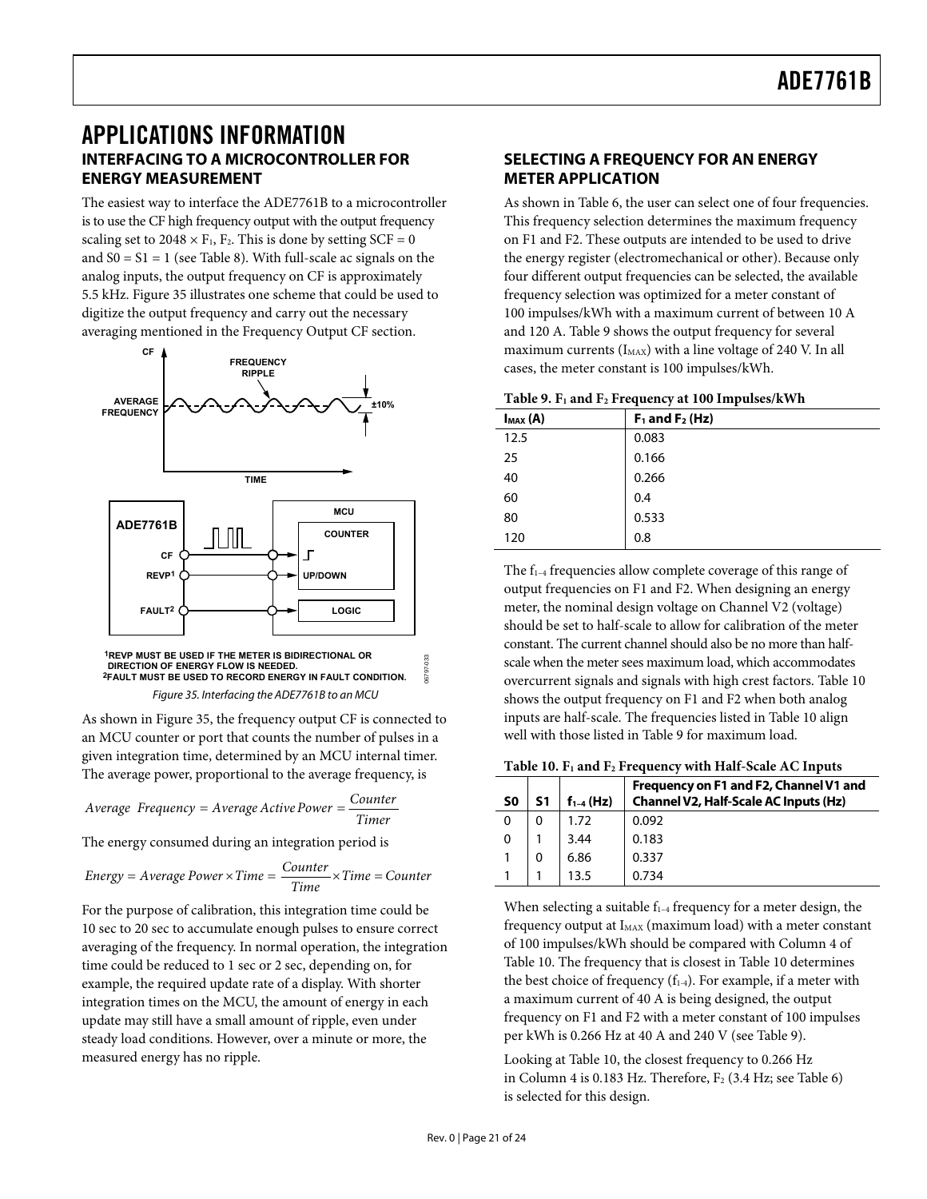# APPLICATIONS INFORMATION

## INTERFACING TO A MICROCONTROLLER FOR ENERGY MEASUREMENT

The easiest way to interface the ADE7761B to a microcontroller is to use the CF high frequency output with the output frequency scaling set to $2048 \times F_1, F_2$. This is done by setting SCF = 0 and S0 = S1 = 1 (see Table 8). With full-scale ac signals on the analog inputs, the output frequency on CF is approximately 5.5 kHz. Figure 35 illustrates one scheme that could be used to digitize the output frequency and carry out the necessary averaging mentioned in the Frequency Output CF section.

[1]REVP MUST BE USED IF THE METER IS BIDIRECTIONAL OR DIRECTION OF ENERGY FLOW IS NEEDED.
[2]FAULT MUST BE USED TO RECORD ENERGY IN FAULT CONDITION.

*Figure 35. Interfacing the ADE7761B to an MCU*

As shown in Figure 35, the frequency output CF is connected to an MCU counter or port that counts the number of pulses in a given integration time, determined by an MCU internal timer. The average power, proportional to the average frequency, is

$$Average\ \ Frequency = Average\ Active\ Power = \frac{Counter}{Timer}$$

The energy consumed during an integration period is

$$Energy = Average\ Power \times Time = \frac{Counter}{Time} \times Time = Counter$$

For the purpose of calibration, this integration time could be 10 sec to 20 sec to accumulate enough pulses to ensure correct averaging of the frequency. In normal operation, the integration time could be reduced to 1 sec or 2 sec, depending on, for example, the required update rate of a display. With shorter integration times on the MCU, the amount of energy in each update may still have a small amount of ripple, even under steady load conditions. However, over a minute or more, the measured energy has no ripple.

## SELECTING A FREQUENCY FOR AN ENERGY METER APPLICATION

As shown in Table 6, the user can select one of four frequencies. This frequency selection determines the maximum frequency on F1 and F2. These outputs are intended to be used to drive the energy register (electromechanical or other). Because only four different output frequencies can be selected, the available frequency selection was optimized for a meter constant of 100 impulses/kWh with a maximum current of between 10 A and 120 A. Table 9 shows the output frequency for several maximum currents ($I_{MAX}$) with a line voltage of 240 V. In all cases, the meter constant is 100 impulses/kWh.

**Table 9. $F_1$ and $F_2$ Frequency at 100 Impulses/kWh**

| $I_{MAX}$ (A) | $F_1$ and $F_2$ (Hz) |
|---|---|
| 12.5 | 0.083 |
| 25 | 0.166 |
| 40 | 0.266 |
| 60 | 0.4 |
| 80 | 0.533 |
| 120 | 0.8 |

The $f_{1-4}$ frequencies allow complete coverage of this range of output frequencies on F1 and F2. When designing an energy meter, the nominal design voltage on Channel V2 (voltage) should be set to half-scale to allow for calibration of the meter constant. The current channel should also be no more than half-scale when the meter sees maximum load, which accommodates overcurrent signals and signals with high crest factors. Table 10 shows the output frequency on F1 and F2 when both analog inputs are half-scale. The frequencies listed in Table 10 align well with those listed in Table 9 for maximum load.

**Table 10. $F_1$ and $F_2$ Frequency with Half-Scale AC Inputs**

| S0 | S1 | $f_{1-4}$ (Hz) | Frequency on F1 and F2, Channel V1 and Channel V2, Half-Scale AC Inputs (Hz) |
|---|---|---|---|
| 0 | 0 | 1.72 | 0.092 |
| 0 | 1 | 3.44 | 0.183 |
| 1 | 0 | 6.86 | 0.337 |
| 1 | 1 | 13.5 | 0.734 |

When selecting a suitable $f_{1-4}$ frequency for a meter design, the frequency output at $I_{MAX}$ (maximum load) with a meter constant of 100 impulses/kWh should be compared with Column 4 of Table 10. The frequency that is closest in Table 10 determines the best choice of frequency ($f_{1-4}$). For example, if a meter with a maximum current of 40 A is being designed, the output frequency on F1 and F2 with a meter constant of 100 impulses per kWh is 0.266 Hz at 40 A and 240 V (see Table 9).

Looking at Table 10, the closest frequency to 0.266 Hz in Column 4 is 0.183 Hz. Therefore, $F_2$ (3.4 Hz; see Table 6) is selected for this design.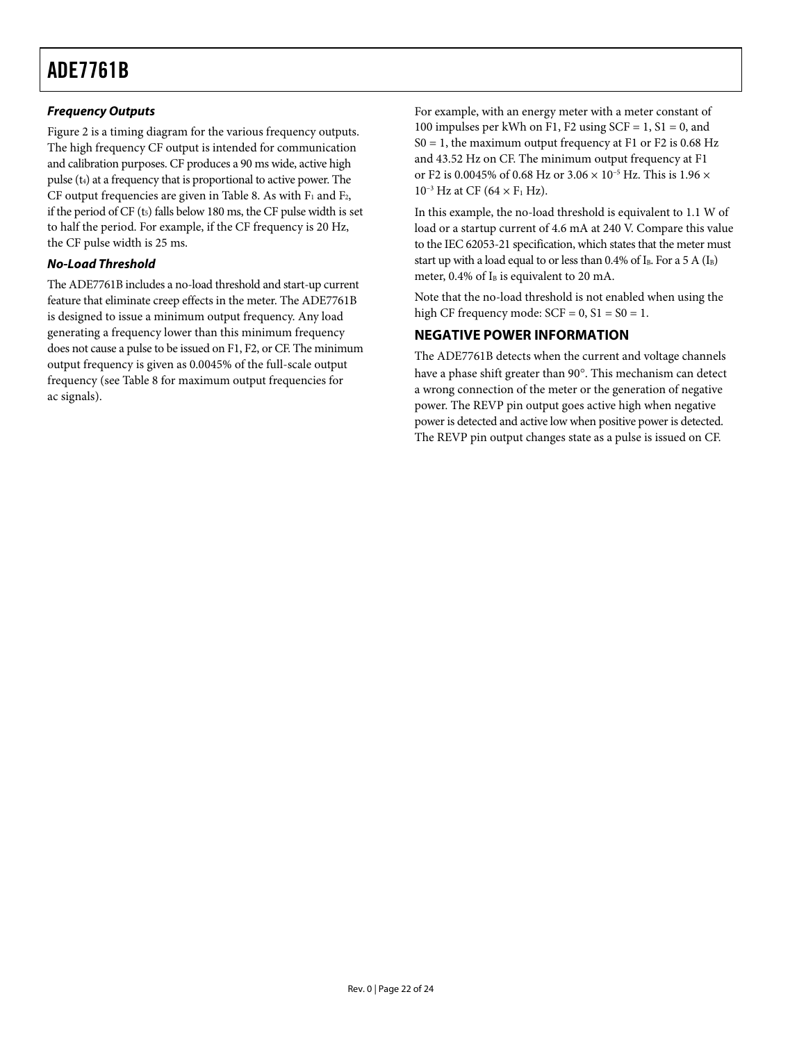### *Frequency Outputs*

Figure 2 is a timing diagram for the various frequency outputs. The high frequency CF output is intended for communication and calibration purposes. CF produces a 90 ms wide, active high pulse ($t_4$) at a frequency that is proportional to active power. The CF output frequencies are given in Table 8. As with $F_1$ and $F_2$, if the period of CF ($t_5$) falls below 180 ms, the CF pulse width is set to half the period. For example, if the CF frequency is 20 Hz, the CF pulse width is 25 ms.

### *No-Load Threshold*

The ADE7761B includes a no-load threshold and start-up current feature that eliminate creep effects in the meter. The ADE7761B is designed to issue a minimum output frequency. Any load generating a frequency lower than this minimum frequency does not cause a pulse to be issued on F1, F2, or CF. The minimum output frequency is given as 0.0045% of the full-scale output frequency (see Table 8 for maximum output frequencies for ac signals).

For example, with an energy meter with a meter constant of 100 impulses per kWh on F1, F2 using SCF = 1, S1 = 0, and S0 = 1, the maximum output frequency at F1 or F2 is 0.68 Hz and 43.52 Hz on CF. The minimum output frequency at F1 or F2 is 0.0045% of 0.68 Hz or $3.06 \times 10^{-5}$ Hz. This is $1.96 \times 10^{-3}$ Hz at CF ($64 \times F_1$ Hz).

In this example, the no-load threshold is equivalent to 1.1 W of load or a startup current of 4.6 mA at 240 V. Compare this value to the IEC 62053-21 specification, which states that the meter must start up with a load equal to or less than 0.4% of $I_B$. For a 5 A ($I_B$) meter, 0.4% of $I_B$ is equivalent to 20 mA.

Note that the no-load threshold is not enabled when using the high CF frequency mode: SCF = 0, S1 = S0 = 1.

## NEGATIVE POWER INFORMATION

The ADE7761B detects when the current and voltage channels have a phase shift greater than 90°. This mechanism can detect a wrong connection of the meter or the generation of negative power. The REVP pin output goes active high when negative power is detected and active low when positive power is detected. The REVP pin output changes state as a pulse is issued on CF.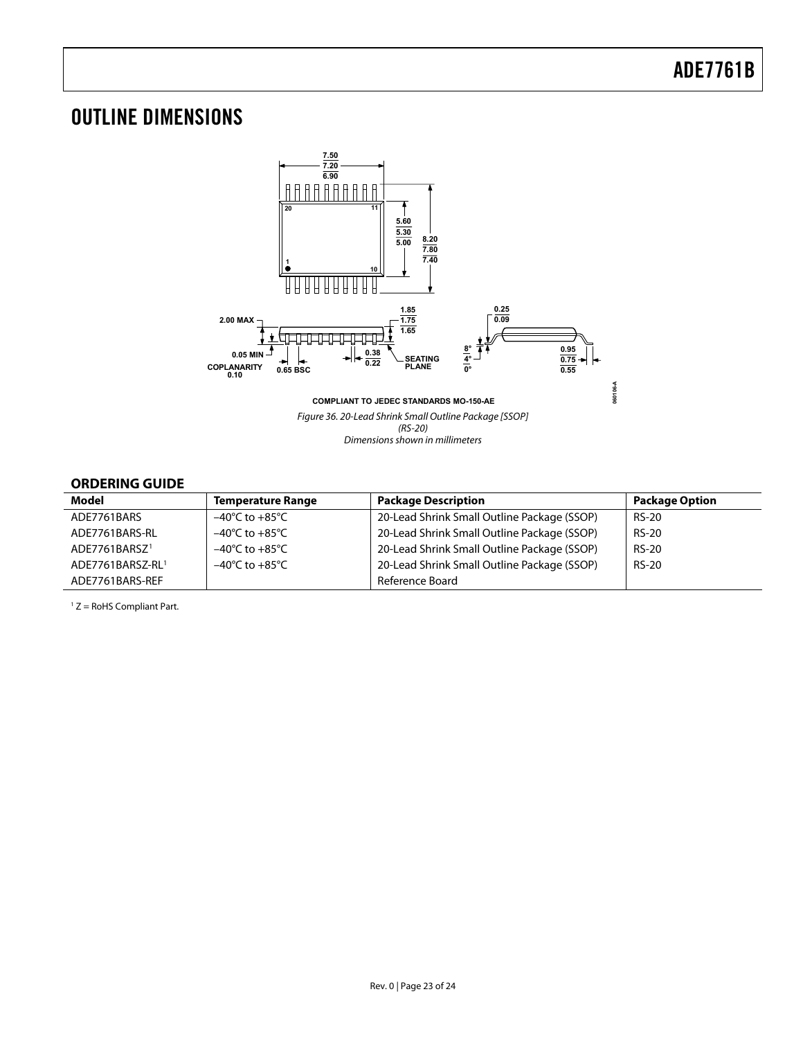## OUTLINE DIMENSIONS

COMPLIANT TO JEDEC STANDARDS MO-150-AE

*Figure 36. 20-Lead Shrink Small Outline Package [SSOP] (RS-20) Dimensions shown in millimeters*

### ORDERING GUIDE

| Model | Temperature Range | Package Description | Package Option |
|---|---|---|---|
| ADE7761BARS | −40°C to +85°C | 20-Lead Shrink Small Outline Package (SSOP) | RS-20 |
| ADE7761BARS-RL | −40°C to +85°C | 20-Lead Shrink Small Outline Package (SSOP) | RS-20 |
| ADE7761BARSZ[1] | −40°C to +85°C | 20-Lead Shrink Small Outline Package (SSOP) | RS-20 |
| ADE7761BARSZ-RL[1] | −40°C to +85°C | 20-Lead Shrink Small Outline Package (SSOP) | RS-20 |
| ADE7761BARS-REF | | Reference Board | |

[1] Z = RoHS Compliant Part.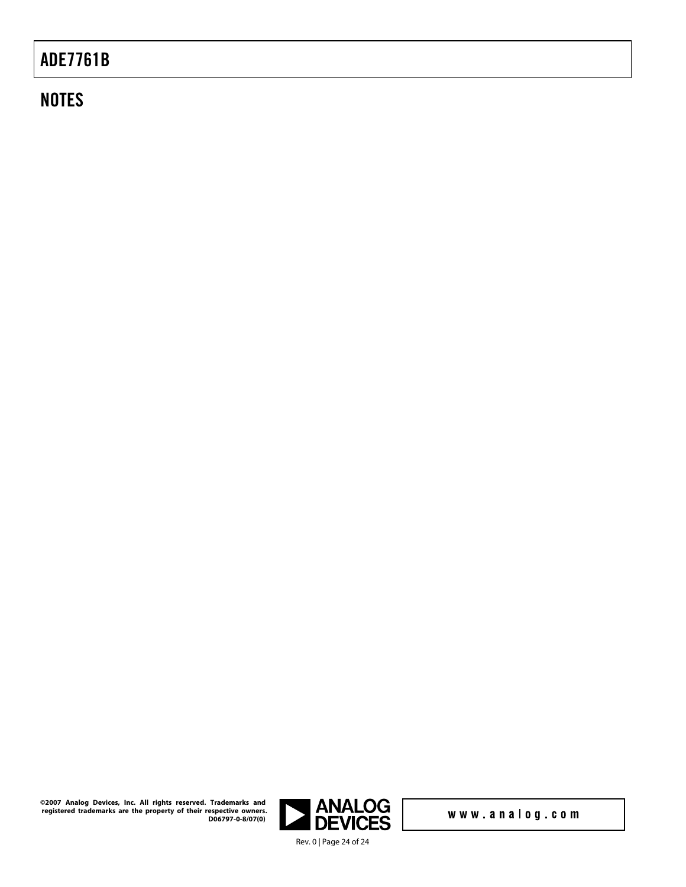## NOTES

©2007 Analog Devices, Inc. All rights reserved. Trademarks and registered trademarks are the property of their respective owners.
D06797-0-8/07(0)

www.analog.com